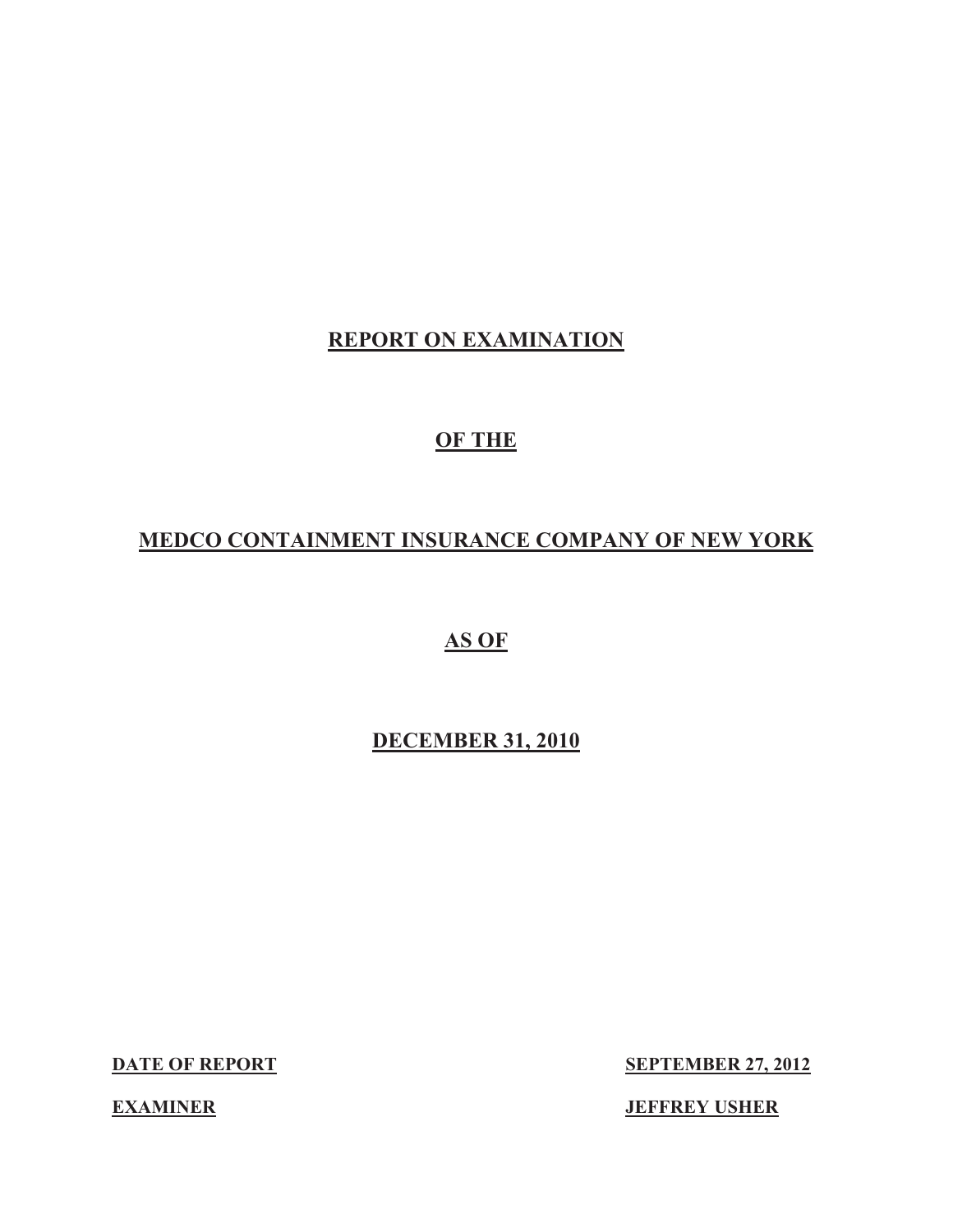# REPORT ON EXAMINATION

# OF THE

# MEDCO CONTAINMENT INSURANCE COMPANY OF NEW YORK

# AS OF

# DECEMBER 31, 2010

| **DATE OF REPORT** | **SEPTEMBER 27, 2012** |
| --- | --- |
| **EXAMINER** | **JEFFREY USHER** |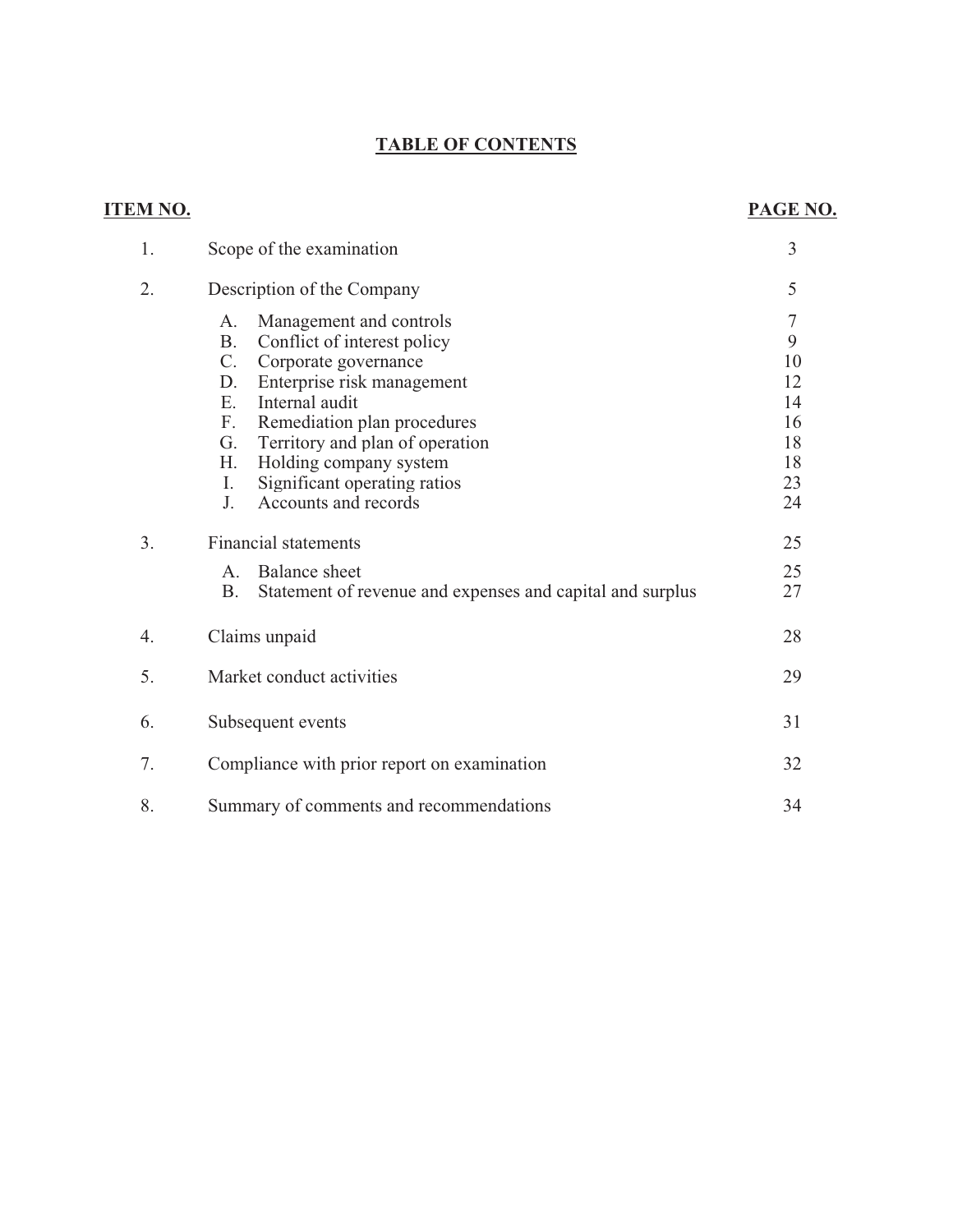# TABLE OF CONTENTS

| ITEM NO. | | PAGE NO. |
|---|---|---|
| 1. | Scope of the examination | 3 |
| 2. | Description of the Company | 5 |
| | A. Management and controls | 7 |
| | B. Conflict of interest policy | 9 |
| | C. Corporate governance | 10 |
| | D. Enterprise risk management | 12 |
| | E. Internal audit | 14 |
| | F. Remediation plan procedures | 16 |
| | G. Territory and plan of operation | 18 |
| | H. Holding company system | 18 |
| | I. Significant operating ratios | 23 |
| | J. Accounts and records | 24 |
| 3. | Financial statements | 25 |
| | A. Balance sheet | 25 |
| | B. Statement of revenue and expenses and capital and surplus | 27 |
| 4. | Claims unpaid | 28 |
| 5. | Market conduct activities | 29 |
| 6. | Subsequent events | 31 |
| 7. | Compliance with prior report on examination | 32 |
| 8. | Summary of comments and recommendations | 34 |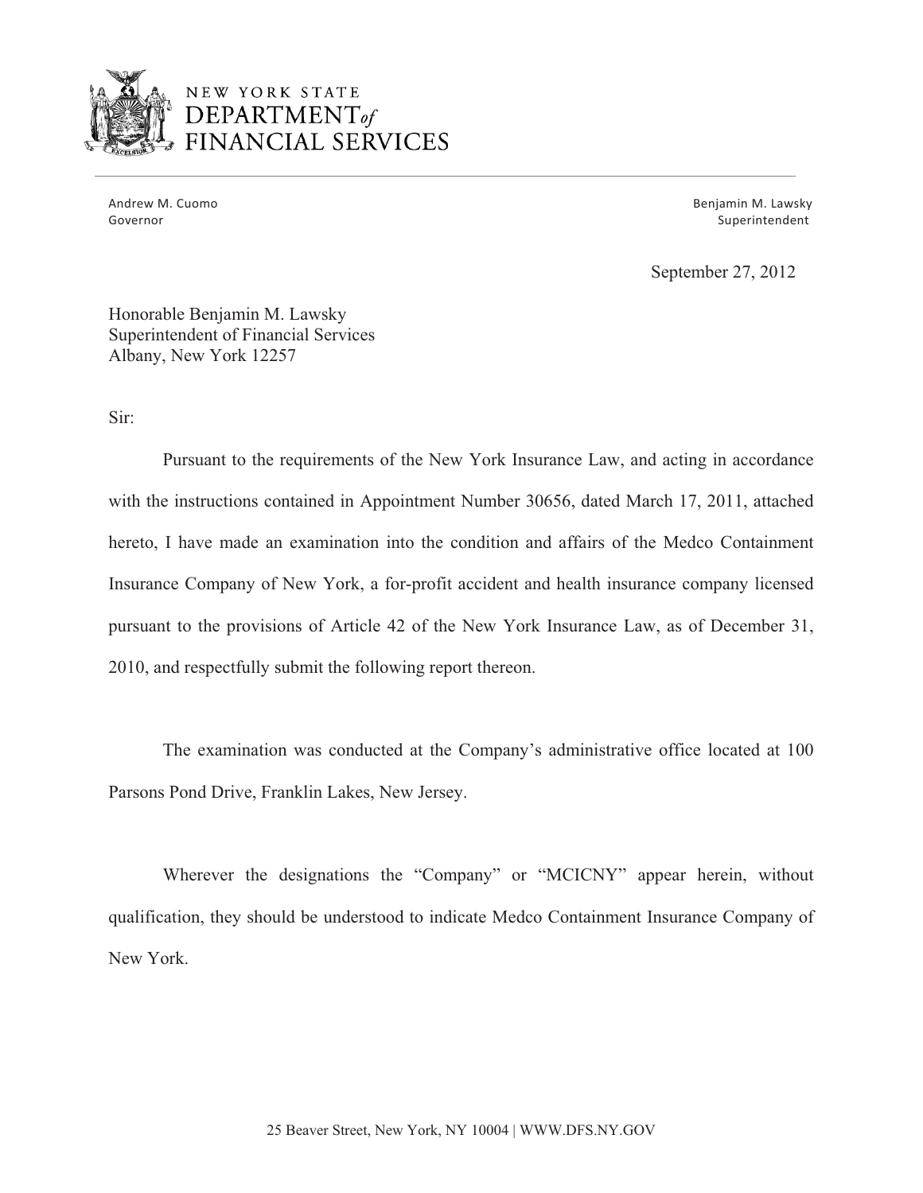NEW YORK STATE
DEPARTMENT *of*
FINANCIAL SERVICES

Andrew M. Cuomo
Governor

Benjamin M. Lawsky
Superintendent

September 27, 2012

Honorable Benjamin M. Lawsky
Superintendent of Financial Services
Albany, New York 12257

Sir:

Pursuant to the requirements of the New York Insurance Law, and acting in accordance with the instructions contained in Appointment Number 30656, dated March 17, 2011, attached hereto, I have made an examination into the condition and affairs of the Medco Containment Insurance Company of New York, a for-profit accident and health insurance company licensed pursuant to the provisions of Article 42 of the New York Insurance Law, as of December 31, 2010, and respectfully submit the following report thereon.

The examination was conducted at the Company's administrative office located at 100 Parsons Pond Drive, Franklin Lakes, New Jersey.

Wherever the designations the "Company" or "MCICNY" appear herein, without qualification, they should be understood to indicate Medco Containment Insurance Company of New York.

25 Beaver Street, New York, NY 10004 | WWW.DFS.NY.GOV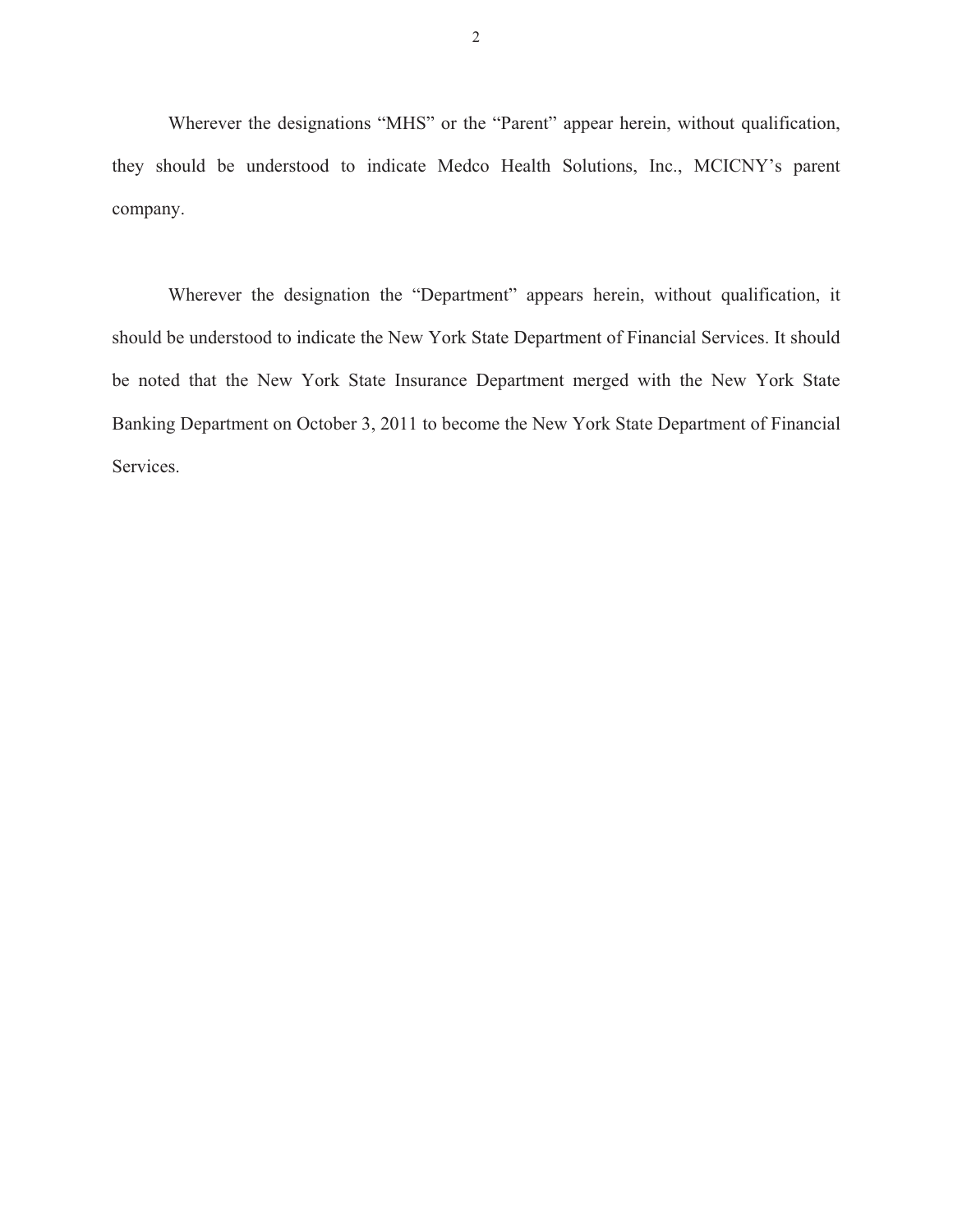Wherever the designations "MHS" or the "Parent" appear herein, without qualification, they should be understood to indicate Medco Health Solutions, Inc., MCICNY's parent company.

Wherever the designation the "Department" appears herein, without qualification, it should be understood to indicate the New York State Department of Financial Services. It should be noted that the New York State Insurance Department merged with the New York State Banking Department on October 3, 2011 to become the New York State Department of Financial Services.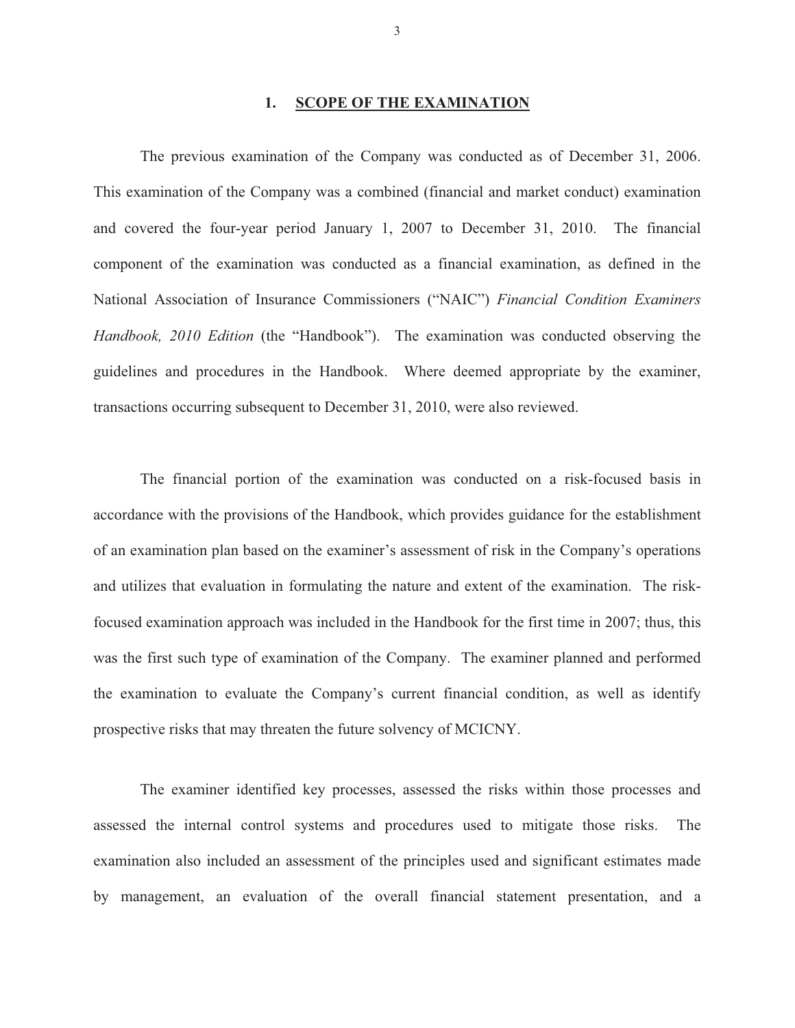## 1. SCOPE OF THE EXAMINATION

The previous examination of the Company was conducted as of December 31, 2006. This examination of the Company was a combined (financial and market conduct) examination and covered the four-year period January 1, 2007 to December 31, 2010. The financial component of the examination was conducted as a financial examination, as defined in the National Association of Insurance Commissioners ("NAIC") *Financial Condition Examiners Handbook, 2010 Edition* (the "Handbook"). The examination was conducted observing the guidelines and procedures in the Handbook. Where deemed appropriate by the examiner, transactions occurring subsequent to December 31, 2010, were also reviewed.

The financial portion of the examination was conducted on a risk-focused basis in accordance with the provisions of the Handbook, which provides guidance for the establishment of an examination plan based on the examiner's assessment of risk in the Company's operations and utilizes that evaluation in formulating the nature and extent of the examination. The risk-focused examination approach was included in the Handbook for the first time in 2007; thus, this was the first such type of examination of the Company. The examiner planned and performed the examination to evaluate the Company's current financial condition, as well as identify prospective risks that may threaten the future solvency of MCICNY.

The examiner identified key processes, assessed the risks within those processes and assessed the internal control systems and procedures used to mitigate those risks. The examination also included an assessment of the principles used and significant estimates made by management, an evaluation of the overall financial statement presentation, and a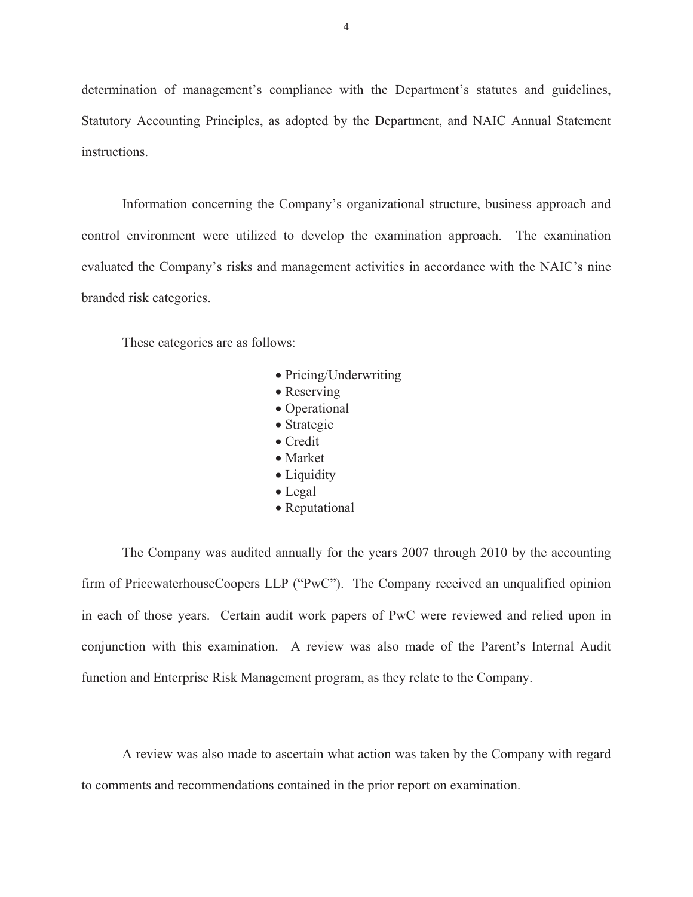determination of management's compliance with the Department's statutes and guidelines, Statutory Accounting Principles, as adopted by the Department, and NAIC Annual Statement instructions.

Information concerning the Company's organizational structure, business approach and control environment were utilized to develop the examination approach. The examination evaluated the Company's risks and management activities in accordance with the NAIC's nine branded risk categories.

These categories are as follows:

- Pricing/Underwriting
- Reserving
- Operational
- Strategic
- Credit
- Market
- Liquidity
- Legal
- Reputational

The Company was audited annually for the years 2007 through 2010 by the accounting firm of PricewaterhouseCoopers LLP ("PwC"). The Company received an unqualified opinion in each of those years. Certain audit work papers of PwC were reviewed and relied upon in conjunction with this examination. A review was also made of the Parent's Internal Audit function and Enterprise Risk Management program, as they relate to the Company.

A review was also made to ascertain what action was taken by the Company with regard to comments and recommendations contained in the prior report on examination.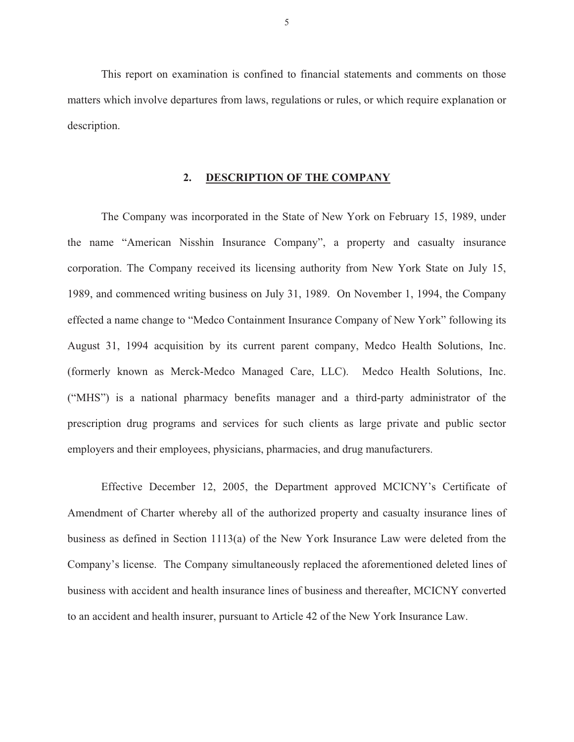This report on examination is confined to financial statements and comments on those matters which involve departures from laws, regulations or rules, or which require explanation or description.

## 2. DESCRIPTION OF THE COMPANY

The Company was incorporated in the State of New York on February 15, 1989, under the name "American Nisshin Insurance Company", a property and casualty insurance corporation. The Company received its licensing authority from New York State on July 15, 1989, and commenced writing business on July 31, 1989. On November 1, 1994, the Company effected a name change to "Medco Containment Insurance Company of New York" following its August 31, 1994 acquisition by its current parent company, Medco Health Solutions, Inc. (formerly known as Merck-Medco Managed Care, LLC). Medco Health Solutions, Inc. ("MHS") is a national pharmacy benefits manager and a third-party administrator of the prescription drug programs and services for such clients as large private and public sector employers and their employees, physicians, pharmacies, and drug manufacturers.

Effective December 12, 2005, the Department approved MCICNY's Certificate of Amendment of Charter whereby all of the authorized property and casualty insurance lines of business as defined in Section 1113(a) of the New York Insurance Law were deleted from the Company's license. The Company simultaneously replaced the aforementioned deleted lines of business with accident and health insurance lines of business and thereafter, MCICNY converted to an accident and health insurer, pursuant to Article 42 of the New York Insurance Law.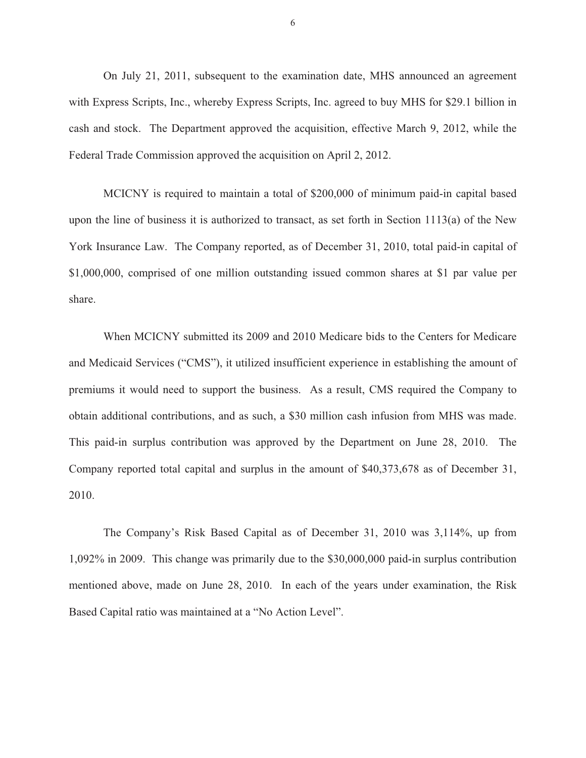On July 21, 2011, subsequent to the examination date, MHS announced an agreement with Express Scripts, Inc., whereby Express Scripts, Inc. agreed to buy MHS for $29.1 billion in cash and stock. The Department approved the acquisition, effective March 9, 2012, while the Federal Trade Commission approved the acquisition on April 2, 2012.

MCICNY is required to maintain a total of $200,000 of minimum paid-in capital based upon the line of business it is authorized to transact, as set forth in Section 1113(a) of the New York Insurance Law. The Company reported, as of December 31, 2010, total paid-in capital of $1,000,000, comprised of one million outstanding issued common shares at $1 par value per share.

When MCICNY submitted its 2009 and 2010 Medicare bids to the Centers for Medicare and Medicaid Services ("CMS"), it utilized insufficient experience in establishing the amount of premiums it would need to support the business. As a result, CMS required the Company to obtain additional contributions, and as such, a $30 million cash infusion from MHS was made. This paid-in surplus contribution was approved by the Department on June 28, 2010. The Company reported total capital and surplus in the amount of $40,373,678 as of December 31, 2010.

The Company's Risk Based Capital as of December 31, 2010 was 3,114%, up from 1,092% in 2009. This change was primarily due to the $30,000,000 paid-in surplus contribution mentioned above, made on June 28, 2010. In each of the years under examination, the Risk Based Capital ratio was maintained at a "No Action Level".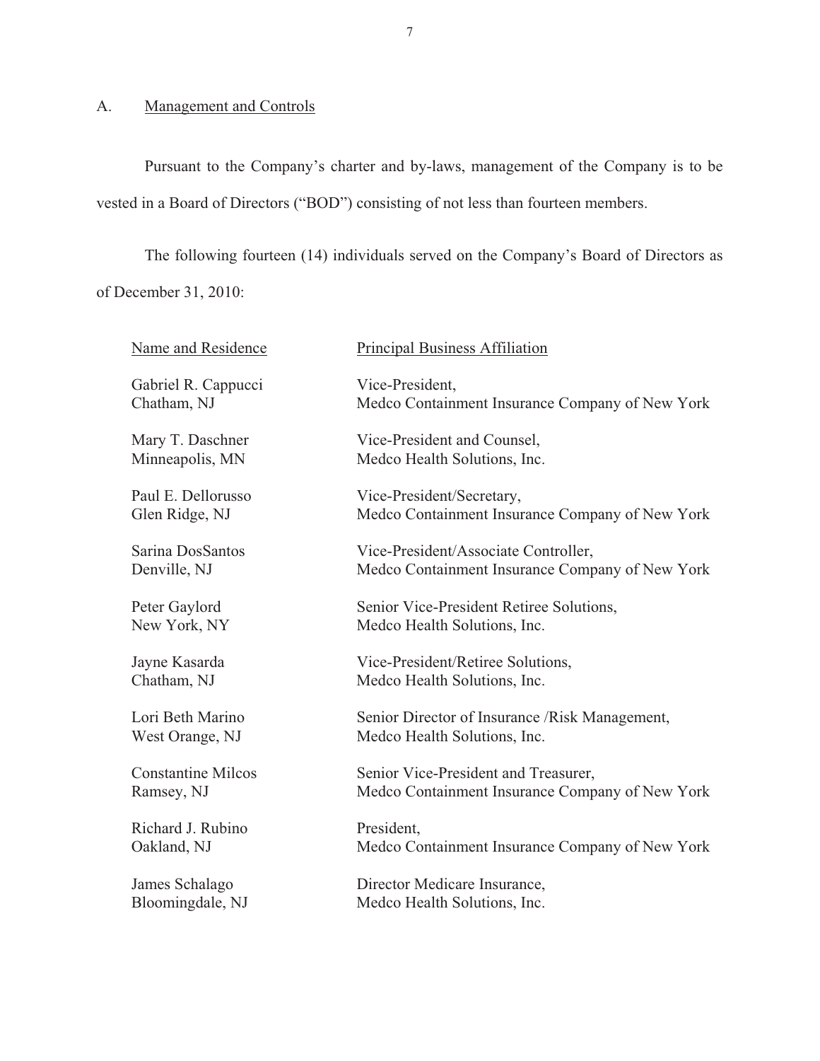## A. Management and Controls

Pursuant to the Company's charter and by-laws, management of the Company is to be vested in a Board of Directors ("BOD") consisting of not less than fourteen members.

The following fourteen (14) individuals served on the Company's Board of Directors as of December 31, 2010:

| Name and Residence | Principal Business Affiliation |
| --- | --- |
| Gabriel R. Cappucci<br>Chatham, NJ | Vice-President,<br>Medco Containment Insurance Company of New York |
| Mary T. Daschner<br>Minneapolis, MN | Vice-President and Counsel,<br>Medco Health Solutions, Inc. |
| Paul E. Dellorusso<br>Glen Ridge, NJ | Vice-President/Secretary,<br>Medco Containment Insurance Company of New York |
| Sarina DosSantos<br>Denville, NJ | Vice-President/Associate Controller,<br>Medco Containment Insurance Company of New York |
| Peter Gaylord<br>New York, NY | Senior Vice-President Retiree Solutions,<br>Medco Health Solutions, Inc. |
| Jayne Kasarda<br>Chatham, NJ | Vice-President/Retiree Solutions,<br>Medco Health Solutions, Inc. |
| Lori Beth Marino<br>West Orange, NJ | Senior Director of Insurance /Risk Management,<br>Medco Health Solutions, Inc. |
| Constantine Milcos<br>Ramsey, NJ | Senior Vice-President and Treasurer,<br>Medco Containment Insurance Company of New York |
| Richard J. Rubino<br>Oakland, NJ | President,<br>Medco Containment Insurance Company of New York |
| James Schalago<br>Bloomingdale, NJ | Director Medicare Insurance,<br>Medco Health Solutions, Inc. |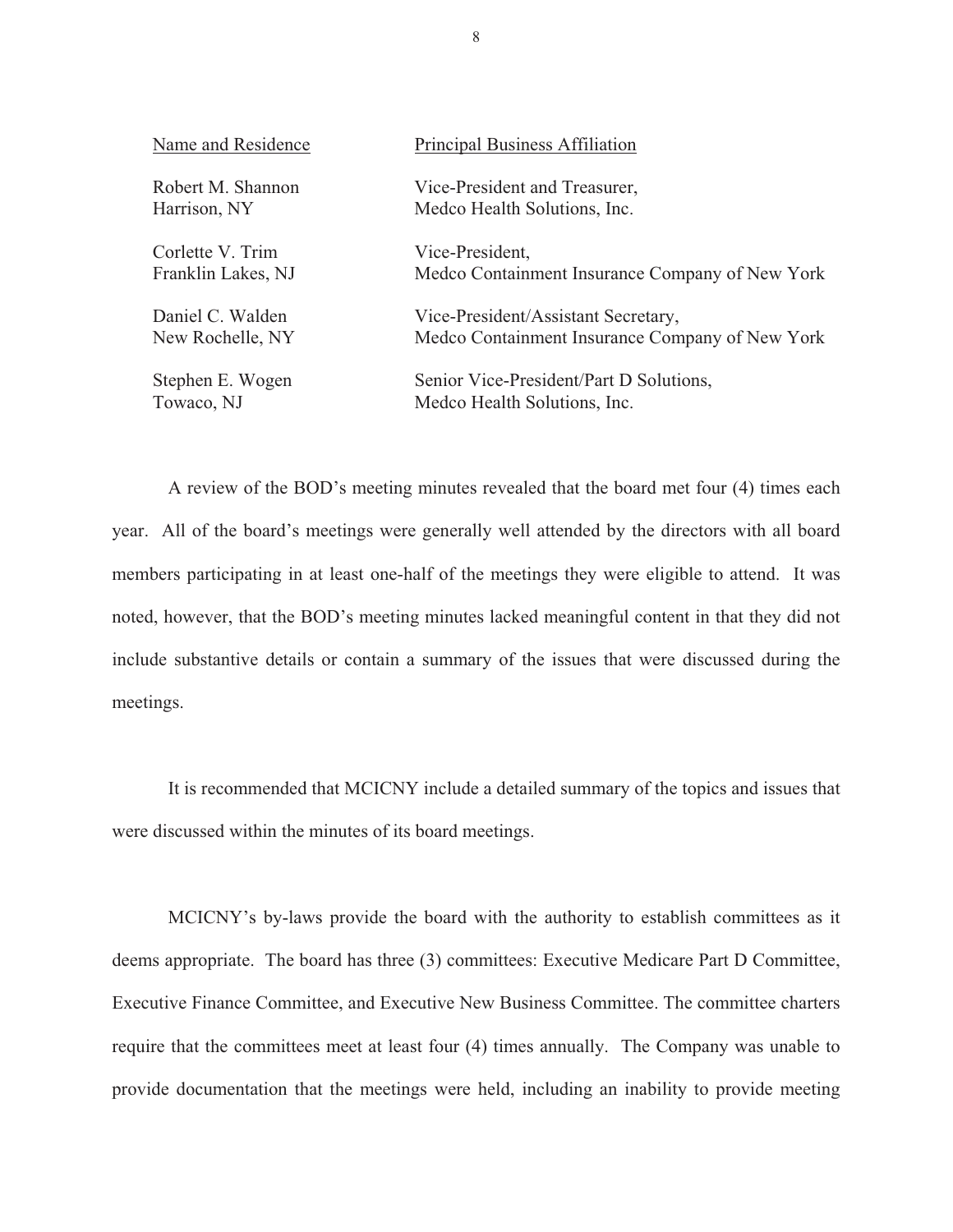| Name and Residence | Principal Business Affiliation |
|---|---|
| Robert M. Shannon<br>Harrison, NY | Vice-President and Treasurer,<br>Medco Health Solutions, Inc. |
| Corlette V. Trim<br>Franklin Lakes, NJ | Vice-President,<br>Medco Containment Insurance Company of New York |
| Daniel C. Walden<br>New Rochelle, NY | Vice-President/Assistant Secretary,<br>Medco Containment Insurance Company of New York |
| Stephen E. Wogen<br>Towaco, NJ | Senior Vice-President/Part D Solutions,<br>Medco Health Solutions, Inc. |

A review of the BOD's meeting minutes revealed that the board met four (4) times each year. All of the board's meetings were generally well attended by the directors with all board members participating in at least one-half of the meetings they were eligible to attend. It was noted, however, that the BOD's meeting minutes lacked meaningful content in that they did not include substantive details or contain a summary of the issues that were discussed during the meetings.

It is recommended that MCICNY include a detailed summary of the topics and issues that were discussed within the minutes of its board meetings.

MCICNY's by-laws provide the board with the authority to establish committees as it deems appropriate. The board has three (3) committees: Executive Medicare Part D Committee, Executive Finance Committee, and Executive New Business Committee. The committee charters require that the committees meet at least four (4) times annually. The Company was unable to provide documentation that the meetings were held, including an inability to provide meeting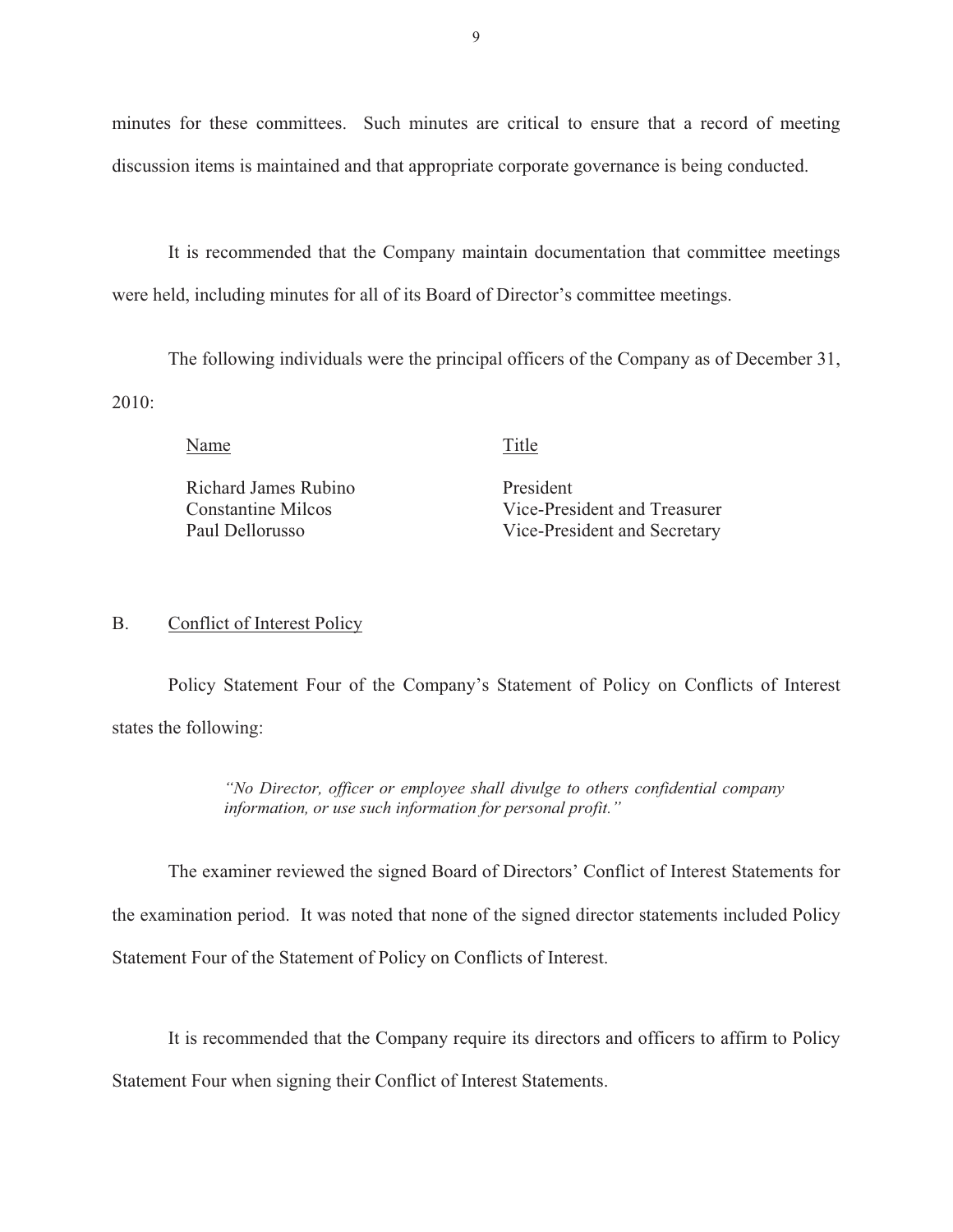minutes for these committees. Such minutes are critical to ensure that a record of meeting discussion items is maintained and that appropriate corporate governance is being conducted.

It is recommended that the Company maintain documentation that committee meetings were held, including minutes for all of its Board of Director's committee meetings.

The following individuals were the principal officers of the Company as of December 31, 2010:

| Name | Title |
|---|---|
| Richard James Rubino | President |
| Constantine Milcos | Vice-President and Treasurer |
| Paul Dellorusso | Vice-President and Secretary |

## B. Conflict of Interest Policy

Policy Statement Four of the Company's Statement of Policy on Conflicts of Interest states the following:

> *"No Director, officer or employee shall divulge to others confidential company information, or use such information for personal profit."*

The examiner reviewed the signed Board of Directors' Conflict of Interest Statements for the examination period. It was noted that none of the signed director statements included Policy Statement Four of the Statement of Policy on Conflicts of Interest.

It is recommended that the Company require its directors and officers to affirm to Policy Statement Four when signing their Conflict of Interest Statements.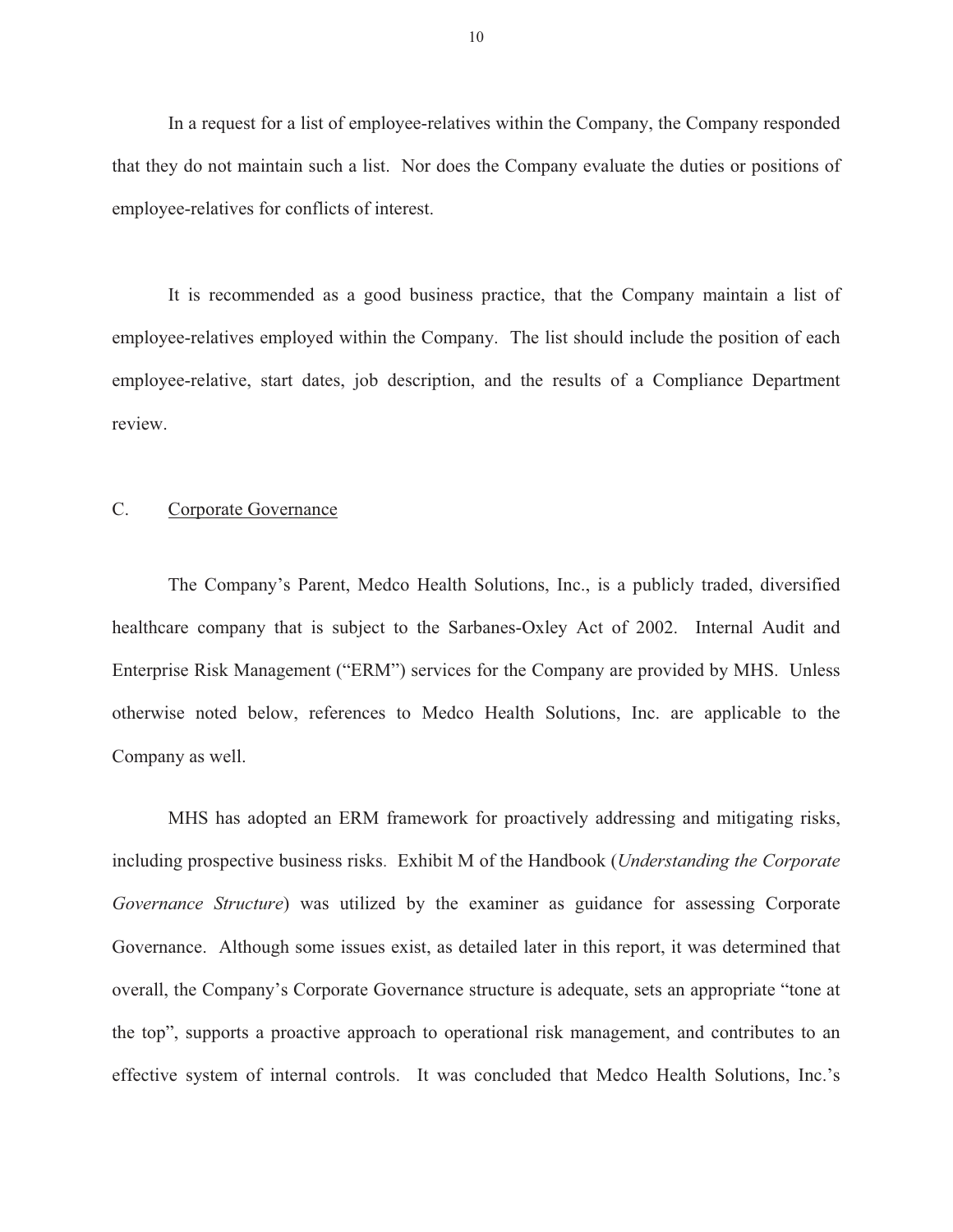In a request for a list of employee-relatives within the Company, the Company responded that they do not maintain such a list. Nor does the Company evaluate the duties or positions of employee-relatives for conflicts of interest.

It is recommended as a good business practice, that the Company maintain a list of employee-relatives employed within the Company. The list should include the position of each employee-relative, start dates, job description, and the results of a Compliance Department review.

## C. Corporate Governance

The Company's Parent, Medco Health Solutions, Inc., is a publicly traded, diversified healthcare company that is subject to the Sarbanes-Oxley Act of 2002. Internal Audit and Enterprise Risk Management ("ERM") services for the Company are provided by MHS. Unless otherwise noted below, references to Medco Health Solutions, Inc. are applicable to the Company as well.

MHS has adopted an ERM framework for proactively addressing and mitigating risks, including prospective business risks. Exhibit M of the Handbook (*Understanding the Corporate Governance Structure*) was utilized by the examiner as guidance for assessing Corporate Governance. Although some issues exist, as detailed later in this report, it was determined that overall, the Company's Corporate Governance structure is adequate, sets an appropriate "tone at the top", supports a proactive approach to operational risk management, and contributes to an effective system of internal controls. It was concluded that Medco Health Solutions, Inc.'s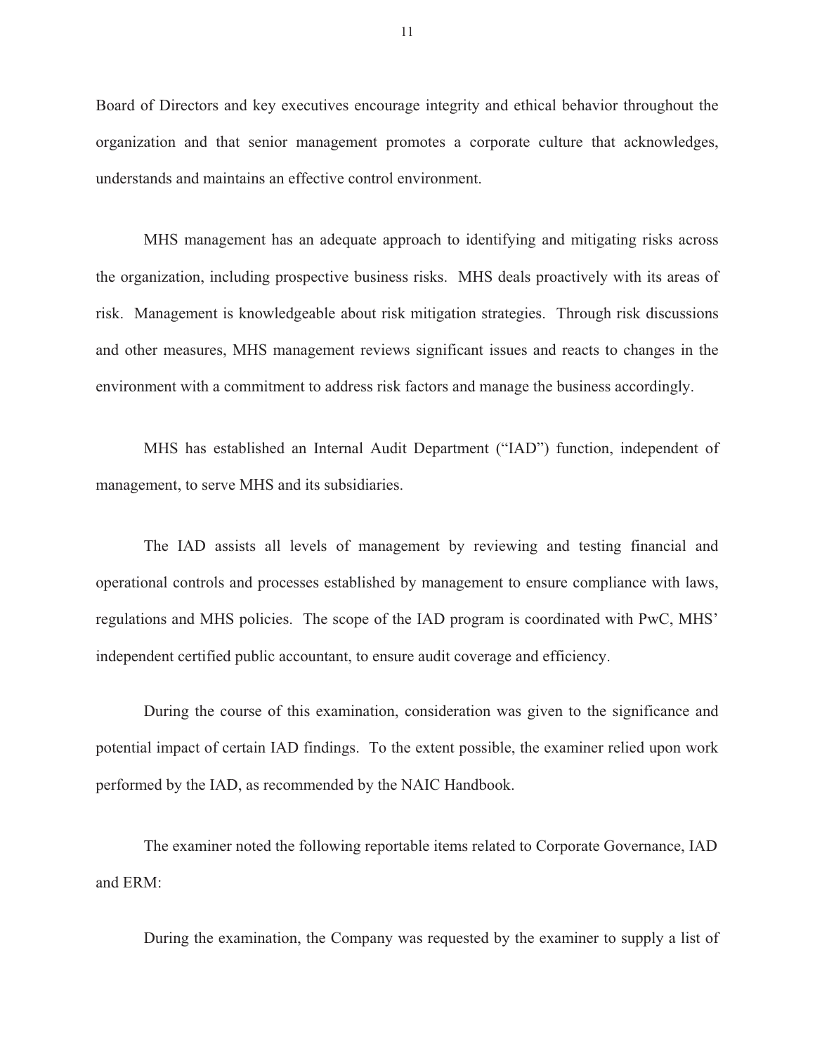Board of Directors and key executives encourage integrity and ethical behavior throughout the organization and that senior management promotes a corporate culture that acknowledges, understands and maintains an effective control environment.

MHS management has an adequate approach to identifying and mitigating risks across the organization, including prospective business risks. MHS deals proactively with its areas of risk. Management is knowledgeable about risk mitigation strategies. Through risk discussions and other measures, MHS management reviews significant issues and reacts to changes in the environment with a commitment to address risk factors and manage the business accordingly.

MHS has established an Internal Audit Department ("IAD") function, independent of management, to serve MHS and its subsidiaries.

The IAD assists all levels of management by reviewing and testing financial and operational controls and processes established by management to ensure compliance with laws, regulations and MHS policies. The scope of the IAD program is coordinated with PwC, MHS' independent certified public accountant, to ensure audit coverage and efficiency.

During the course of this examination, consideration was given to the significance and potential impact of certain IAD findings. To the extent possible, the examiner relied upon work performed by the IAD, as recommended by the NAIC Handbook.

The examiner noted the following reportable items related to Corporate Governance, IAD and ERM:

During the examination, the Company was requested by the examiner to supply a list of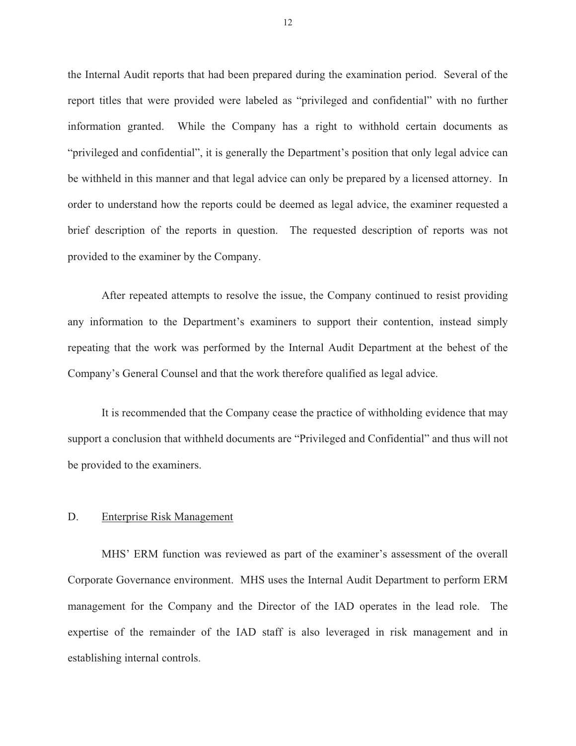the Internal Audit reports that had been prepared during the examination period. Several of the report titles that were provided were labeled as "privileged and confidential" with no further information granted. While the Company has a right to withhold certain documents as "privileged and confidential", it is generally the Department's position that only legal advice can be withheld in this manner and that legal advice can only be prepared by a licensed attorney. In order to understand how the reports could be deemed as legal advice, the examiner requested a brief description of the reports in question. The requested description of reports was not provided to the examiner by the Company.

After repeated attempts to resolve the issue, the Company continued to resist providing any information to the Department's examiners to support their contention, instead simply repeating that the work was performed by the Internal Audit Department at the behest of the Company's General Counsel and that the work therefore qualified as legal advice.

It is recommended that the Company cease the practice of withholding evidence that may support a conclusion that withheld documents are "Privileged and Confidential" and thus will not be provided to the examiners.

## D. Enterprise Risk Management

MHS' ERM function was reviewed as part of the examiner's assessment of the overall Corporate Governance environment. MHS uses the Internal Audit Department to perform ERM management for the Company and the Director of the IAD operates in the lead role. The expertise of the remainder of the IAD staff is also leveraged in risk management and in establishing internal controls.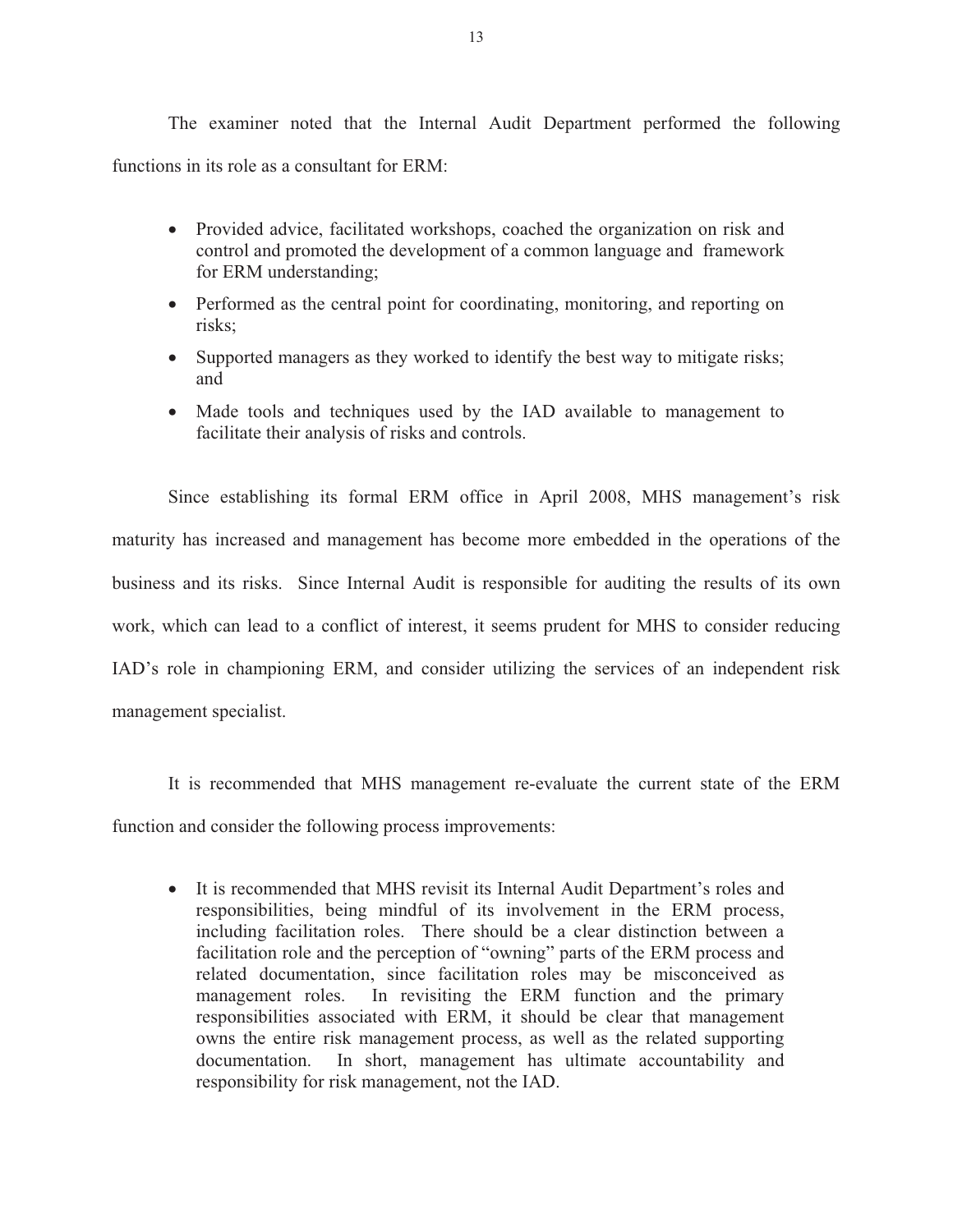The examiner noted that the Internal Audit Department performed the following functions in its role as a consultant for ERM:

- Provided advice, facilitated workshops, coached the organization on risk and control and promoted the development of a common language and framework for ERM understanding;
- Performed as the central point for coordinating, monitoring, and reporting on risks;
- Supported managers as they worked to identify the best way to mitigate risks; and
- Made tools and techniques used by the IAD available to management to facilitate their analysis of risks and controls.

Since establishing its formal ERM office in April 2008, MHS management's risk maturity has increased and management has become more embedded in the operations of the business and its risks. Since Internal Audit is responsible for auditing the results of its own work, which can lead to a conflict of interest, it seems prudent for MHS to consider reducing IAD's role in championing ERM, and consider utilizing the services of an independent risk management specialist.

It is recommended that MHS management re-evaluate the current state of the ERM function and consider the following process improvements:

- It is recommended that MHS revisit its Internal Audit Department's roles and responsibilities, being mindful of its involvement in the ERM process, including facilitation roles. There should be a clear distinction between a facilitation role and the perception of "owning" parts of the ERM process and related documentation, since facilitation roles may be misconceived as management roles. In revisiting the ERM function and the primary responsibilities associated with ERM, it should be clear that management owns the entire risk management process, as well as the related supporting documentation. In short, management has ultimate accountability and responsibility for risk management, not the IAD.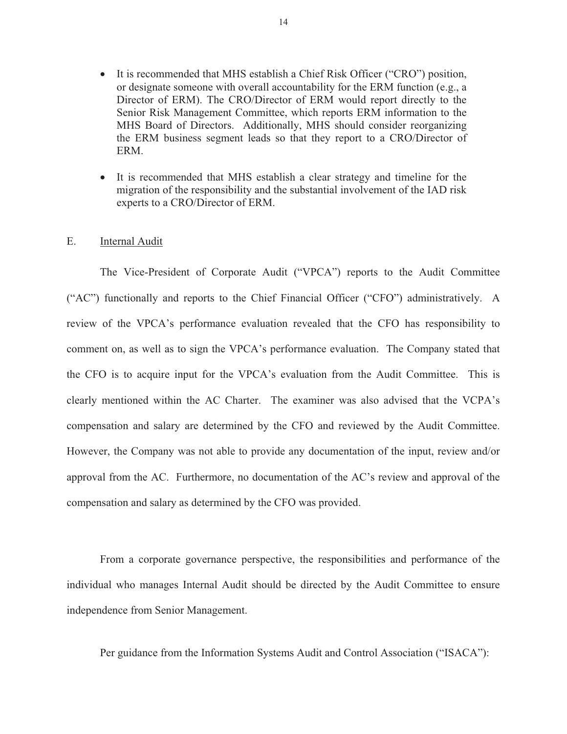- It is recommended that MHS establish a Chief Risk Officer ("CRO") position, or designate someone with overall accountability for the ERM function (e.g., a Director of ERM). The CRO/Director of ERM would report directly to the Senior Risk Management Committee, which reports ERM information to the MHS Board of Directors. Additionally, MHS should consider reorganizing the ERM business segment leads so that they report to a CRO/Director of ERM.

- It is recommended that MHS establish a clear strategy and timeline for the migration of the responsibility and the substantial involvement of the IAD risk experts to a CRO/Director of ERM.

E. Internal Audit

The Vice-President of Corporate Audit ("VPCA") reports to the Audit Committee ("AC") functionally and reports to the Chief Financial Officer ("CFO") administratively. A review of the VPCA's performance evaluation revealed that the CFO has responsibility to comment on, as well as to sign the VPCA's performance evaluation. The Company stated that the CFO is to acquire input for the VPCA's evaluation from the Audit Committee. This is clearly mentioned within the AC Charter. The examiner was also advised that the VCPA's compensation and salary are determined by the CFO and reviewed by the Audit Committee. However, the Company was not able to provide any documentation of the input, review and/or approval from the AC. Furthermore, no documentation of the AC's review and approval of the compensation and salary as determined by the CFO was provided.

From a corporate governance perspective, the responsibilities and performance of the individual who manages Internal Audit should be directed by the Audit Committee to ensure independence from Senior Management.

Per guidance from the Information Systems Audit and Control Association ("ISACA"):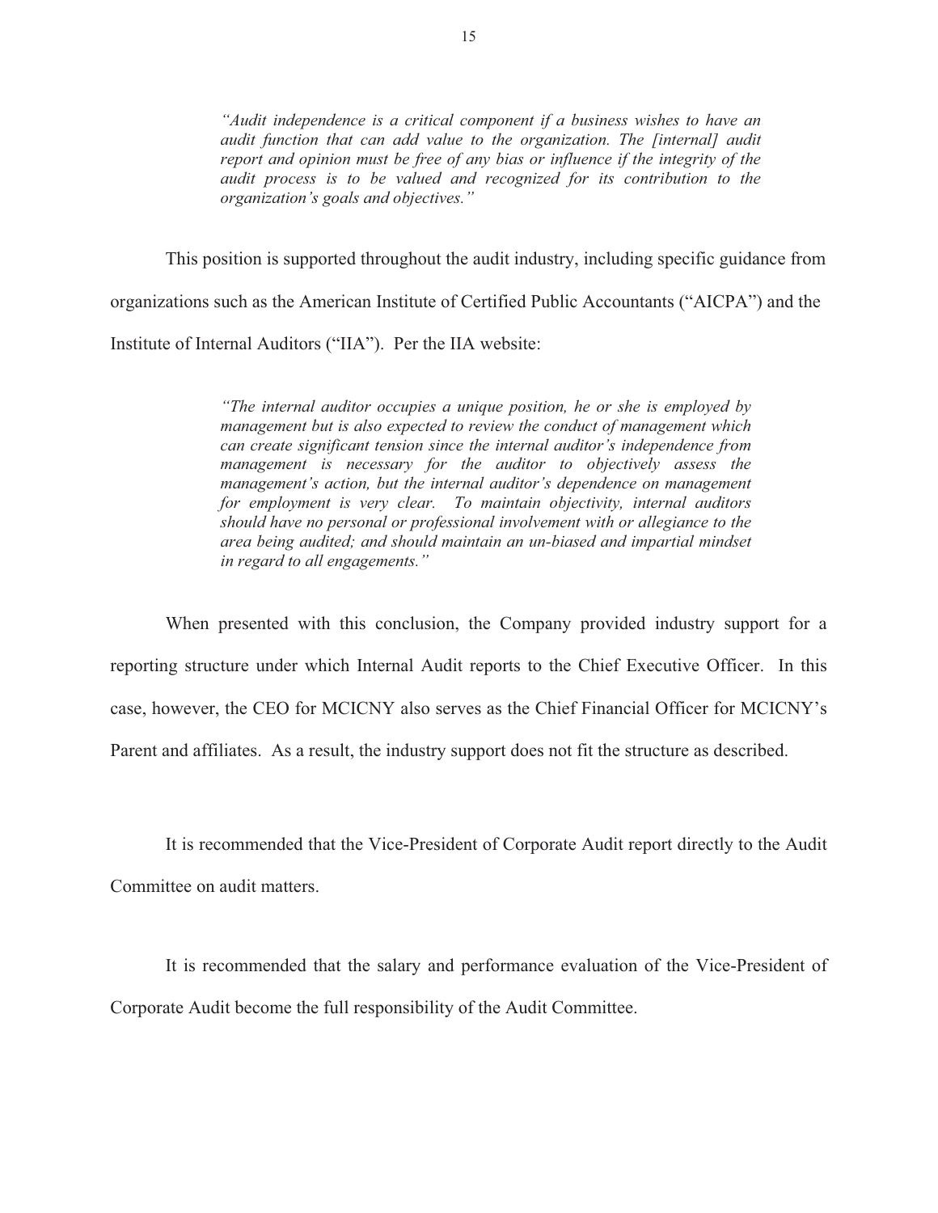> *"Audit independence is a critical component if a business wishes to have an audit function that can add value to the organization. The [internal] audit report and opinion must be free of any bias or influence if the integrity of the audit process is to be valued and recognized for its contribution to the organization's goals and objectives."*

This position is supported throughout the audit industry, including specific guidance from organizations such as the American Institute of Certified Public Accountants ("AICPA") and the Institute of Internal Auditors ("IIA"). Per the IIA website:

> *"The internal auditor occupies a unique position, he or she is employed by management but is also expected to review the conduct of management which can create significant tension since the internal auditor's independence from management is necessary for the auditor to objectively assess the management's action, but the internal auditor's dependence on management for employment is very clear. To maintain objectivity, internal auditors should have no personal or professional involvement with or allegiance to the area being audited; and should maintain an un-biased and impartial mindset in regard to all engagements."*

When presented with this conclusion, the Company provided industry support for a reporting structure under which Internal Audit reports to the Chief Executive Officer. In this case, however, the CEO for MCICNY also serves as the Chief Financial Officer for MCICNY's Parent and affiliates. As a result, the industry support does not fit the structure as described.

It is recommended that the Vice-President of Corporate Audit report directly to the Audit Committee on audit matters.

It is recommended that the salary and performance evaluation of the Vice-President of Corporate Audit become the full responsibility of the Audit Committee.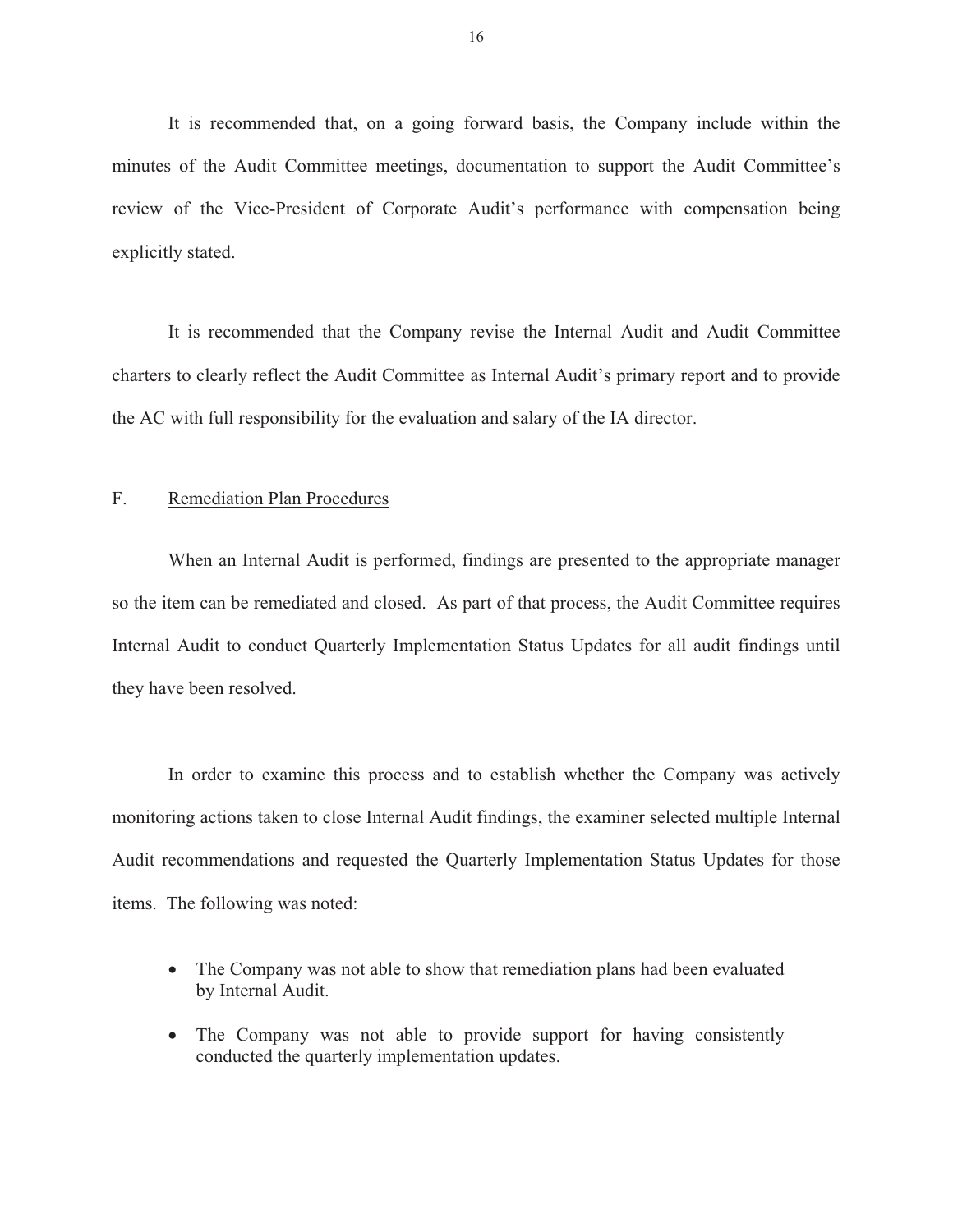It is recommended that, on a going forward basis, the Company include within the minutes of the Audit Committee meetings, documentation to support the Audit Committee's review of the Vice-President of Corporate Audit's performance with compensation being explicitly stated.

It is recommended that the Company revise the Internal Audit and Audit Committee charters to clearly reflect the Audit Committee as Internal Audit's primary report and to provide the AC with full responsibility for the evaluation and salary of the IA director.

## F. Remediation Plan Procedures

When an Internal Audit is performed, findings are presented to the appropriate manager so the item can be remediated and closed. As part of that process, the Audit Committee requires Internal Audit to conduct Quarterly Implementation Status Updates for all audit findings until they have been resolved.

In order to examine this process and to establish whether the Company was actively monitoring actions taken to close Internal Audit findings, the examiner selected multiple Internal Audit recommendations and requested the Quarterly Implementation Status Updates for those items. The following was noted:

- The Company was not able to show that remediation plans had been evaluated by Internal Audit.
- The Company was not able to provide support for having consistently conducted the quarterly implementation updates.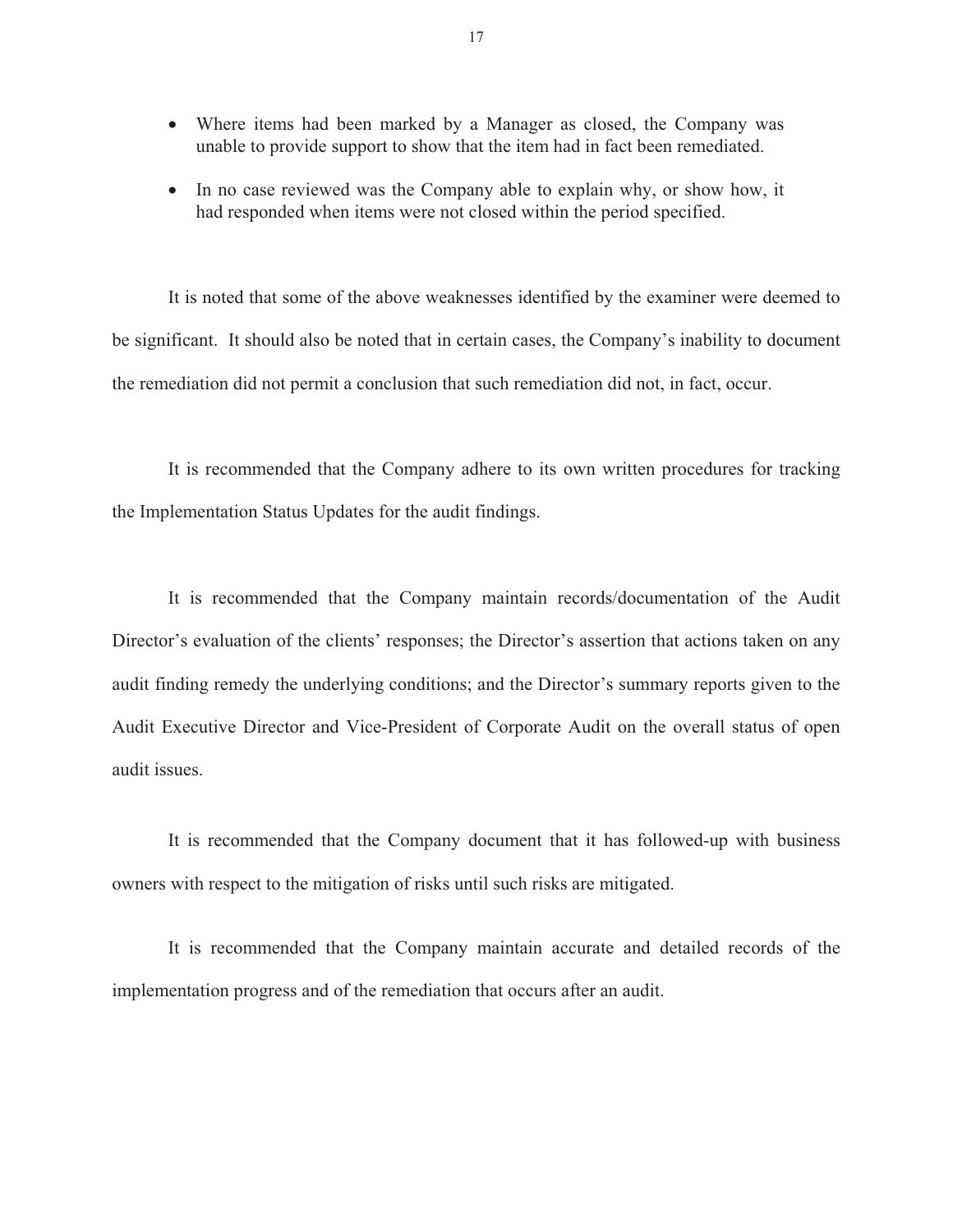- Where items had been marked by a Manager as closed, the Company was unable to provide support to show that the item had in fact been remediated.
- In no case reviewed was the Company able to explain why, or show how, it had responded when items were not closed within the period specified.

It is noted that some of the above weaknesses identified by the examiner were deemed to be significant. It should also be noted that in certain cases, the Company's inability to document the remediation did not permit a conclusion that such remediation did not, in fact, occur.

It is recommended that the Company adhere to its own written procedures for tracking the Implementation Status Updates for the audit findings.

It is recommended that the Company maintain records/documentation of the Audit Director's evaluation of the clients' responses; the Director's assertion that actions taken on any audit finding remedy the underlying conditions; and the Director's summary reports given to the Audit Executive Director and Vice-President of Corporate Audit on the overall status of open audit issues.

It is recommended that the Company document that it has followed-up with business owners with respect to the mitigation of risks until such risks are mitigated.

It is recommended that the Company maintain accurate and detailed records of the implementation progress and of the remediation that occurs after an audit.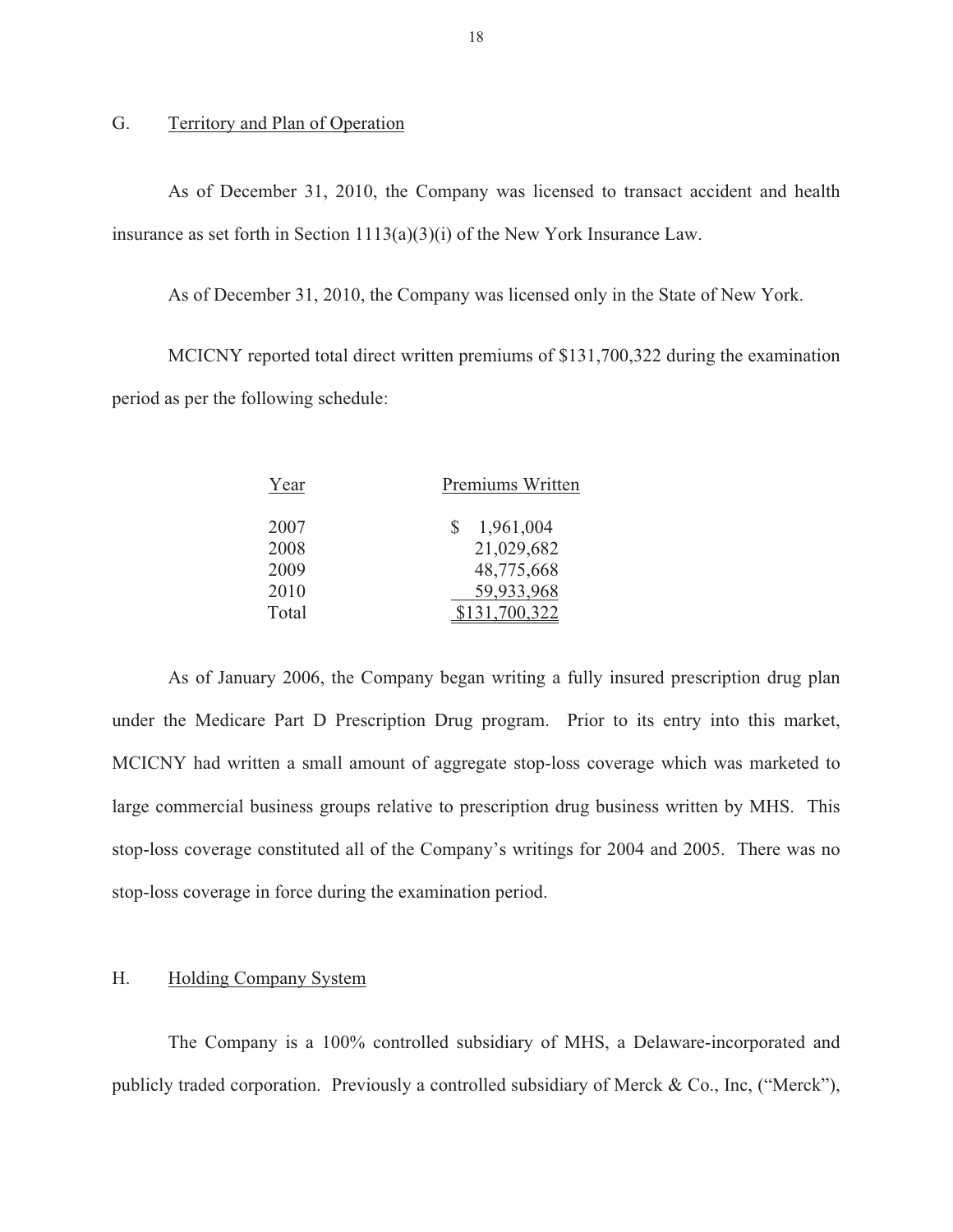## G. Territory and Plan of Operation

As of December 31, 2010, the Company was licensed to transact accident and health insurance as set forth in Section 1113(a)(3)(i) of the New York Insurance Law.

As of December 31, 2010, the Company was licensed only in the State of New York.

MCICNY reported total direct written premiums of $131,700,322 during the examination period as per the following schedule:

| Year | Premiums Written |
|---|---|
| 2007 | $ 1,961,004 |
| 2008 | 21,029,682 |
| 2009 | 48,775,668 |
| 2010 | 59,933,968 |
| Total | $131,700,322 |

As of January 2006, the Company began writing a fully insured prescription drug plan under the Medicare Part D Prescription Drug program. Prior to its entry into this market, MCICNY had written a small amount of aggregate stop-loss coverage which was marketed to large commercial business groups relative to prescription drug business written by MHS. This stop-loss coverage constituted all of the Company's writings for 2004 and 2005. There was no stop-loss coverage in force during the examination period.

## H. Holding Company System

The Company is a 100% controlled subsidiary of MHS, a Delaware-incorporated and publicly traded corporation. Previously a controlled subsidiary of Merck & Co., Inc, ("Merck"),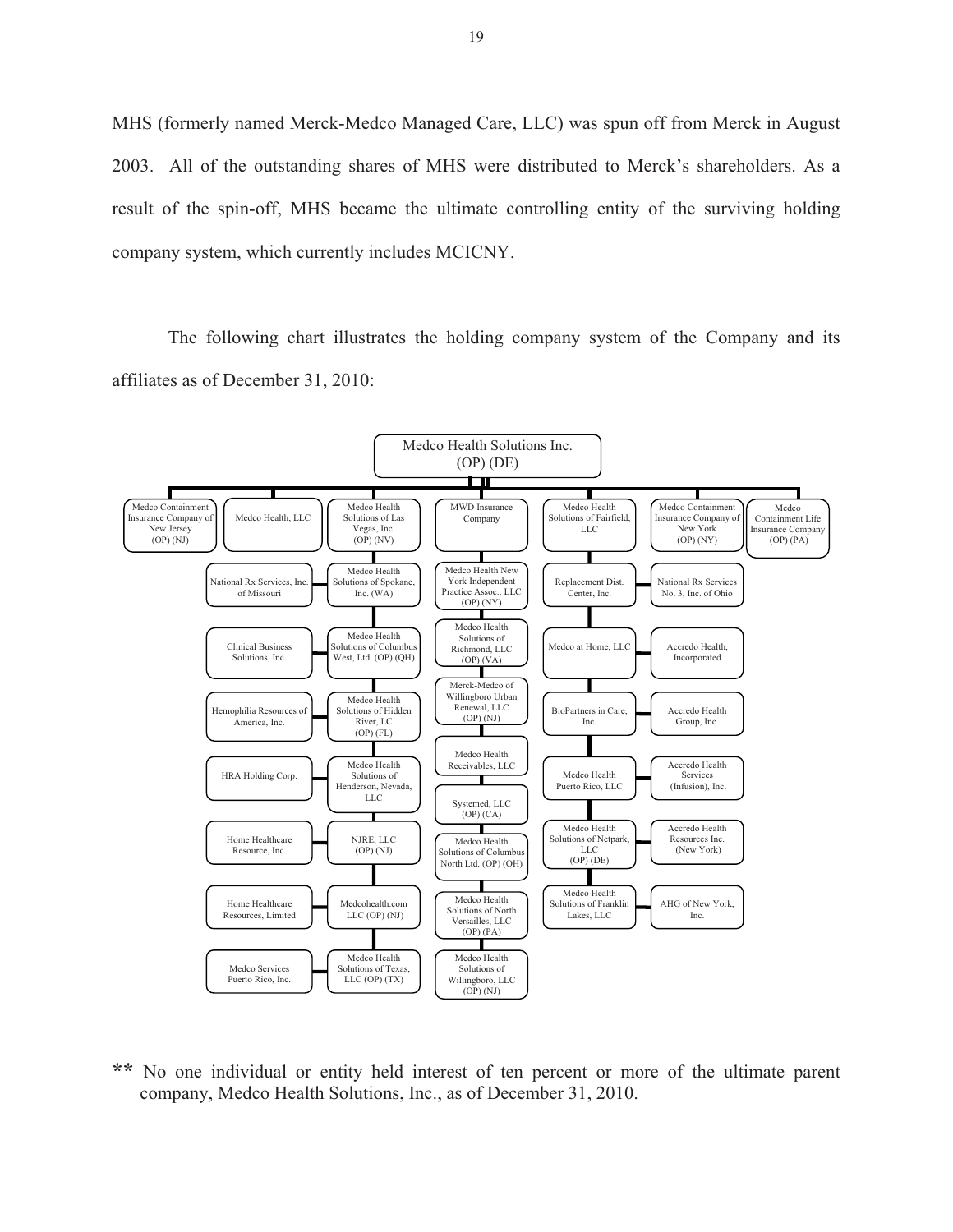MHS (formerly named Merck-Medco Managed Care, LLC) was spun off from Merck in August 2003. All of the outstanding shares of MHS were distributed to Merck's shareholders. As a result of the spin-off, MHS became the ultimate controlling entity of the surviving holding company system, which currently includes MCICNY.

The following chart illustrates the holding company system of the Company and its affiliates as of December 31, 2010:

Medco Health Solutions Inc. (OP) (DE)

- Medco Containment Insurance Company of New Jersey (OP) (NJ)
- Medco Health, LLC
  - National Rx Services, Inc. of Missouri
  - Clinical Business Solutions, Inc.
  - Hemophilia Resources of America, Inc.
  - HRA Holding Corp.
  - Home Healthcare Resource, Inc.
  - Home Healthcare Resources, Limited
  - Medco Services Puerto Rico, Inc.
- Medco Health Solutions of Las Vegas, Inc. (OP) (NV)
  - Medco Health Solutions of Spokane, Inc. (WA)
  - Medco Health Solutions of Columbus West, Ltd. (OP) (QH)
  - Medco Health Solutions of Hidden River, LC (OP) (FL)
  - Medco Health Solutions of Henderson, Nevada, LLC
  - NJRE, LLC (OP) (NJ)
  - Medcohealth.com LLC (OP) (NJ)
  - Medco Health Solutions of Texas, LLC (OP) (TX)
- MWD Insurance Company
  - Medco Health New York Independent Practice Assoc., LLC (OP) (NY)
  - Medco Health Solutions of Richmond, LLC (OP) (VA)
  - Merck-Medco of Willingboro Urban Renewal, LLC (OP) (NJ)
  - Medco Health Receivables, LLC
  - Systemed, LLC (OP) (CA)
  - Medco Health Solutions of Columbus North Ltd. (OP) (OH)
  - Medco Health Solutions of North Versailles, LLC (OP) (PA)
  - Medco Health Solutions of Willingboro, LLC (OP) (NJ)
- Medco Health Solutions of Fairfield, LLC
  - Replacement Dist. Center, Inc.
  - Medco at Home, LLC
  - BioPartners in Care, Inc.
  - Medco Health Puerto Rico, LLC
  - Medco Health Solutions of Netpark, LLC (OP) (DE)
  - Medco Health Solutions of Franklin Lakes, LLC
- Medco Containment Insurance Company of New York (OP) (NY)
  - National Rx Services No. 3, Inc. of Ohio
  - Accredo Health, Incorporated
  - Accredo Health Group, Inc.
  - Accredo Health Services (Infusion), Inc.
  - Accredo Health Resources Inc. (New York)
  - AHG of New York, Inc.
- Medco Containment Life Insurance Company (OP) (PA)

** No one individual or entity held interest of ten percent or more of the ultimate parent company, Medco Health Solutions, Inc., as of December 31, 2010.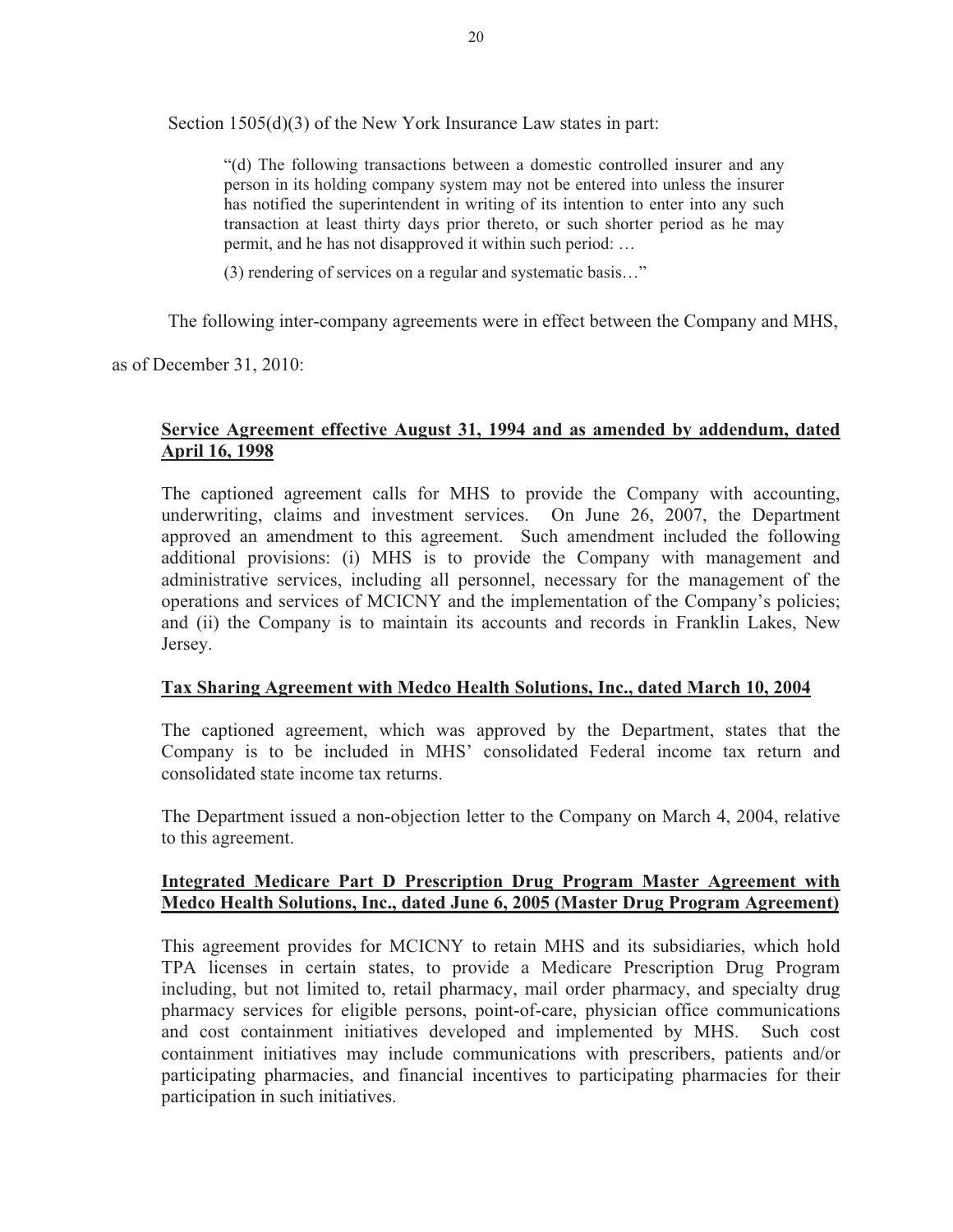Section 1505(d)(3) of the New York Insurance Law states in part:

> "(d) The following transactions between a domestic controlled insurer and any person in its holding company system may not be entered into unless the insurer has notified the superintendent in writing of its intention to enter into any such transaction at least thirty days prior thereto, or such shorter period as he may permit, and he has not disapproved it within such period: …
>
> (3) rendering of services on a regular and systematic basis…"

The following inter-company agreements were in effect between the Company and MHS, as of December 31, 2010:

**<u>Service Agreement effective August 31, 1994 and as amended by addendum, dated April 16, 1998</u>**

The captioned agreement calls for MHS to provide the Company with accounting, underwriting, claims and investment services. On June 26, 2007, the Department approved an amendment to this agreement. Such amendment included the following additional provisions: (i) MHS is to provide the Company with management and administrative services, including all personnel, necessary for the management of the operations and services of MCICNY and the implementation of the Company's policies; and (ii) the Company is to maintain its accounts and records in Franklin Lakes, New Jersey.

**<u>Tax Sharing Agreement with Medco Health Solutions, Inc., dated March 10, 2004</u>**

The captioned agreement, which was approved by the Department, states that the Company is to be included in MHS' consolidated Federal income tax return and consolidated state income tax returns.

The Department issued a non-objection letter to the Company on March 4, 2004, relative to this agreement.

**<u>Integrated Medicare Part D Prescription Drug Program Master Agreement with Medco Health Solutions, Inc., dated June 6, 2005 (Master Drug Program Agreement)</u>**

This agreement provides for MCICNY to retain MHS and its subsidiaries, which hold TPA licenses in certain states, to provide a Medicare Prescription Drug Program including, but not limited to, retail pharmacy, mail order pharmacy, and specialty drug pharmacy services for eligible persons, point-of-care, physician office communications and cost containment initiatives developed and implemented by MHS. Such cost containment initiatives may include communications with prescribers, patients and/or participating pharmacies, and financial incentives to participating pharmacies for their participation in such initiatives.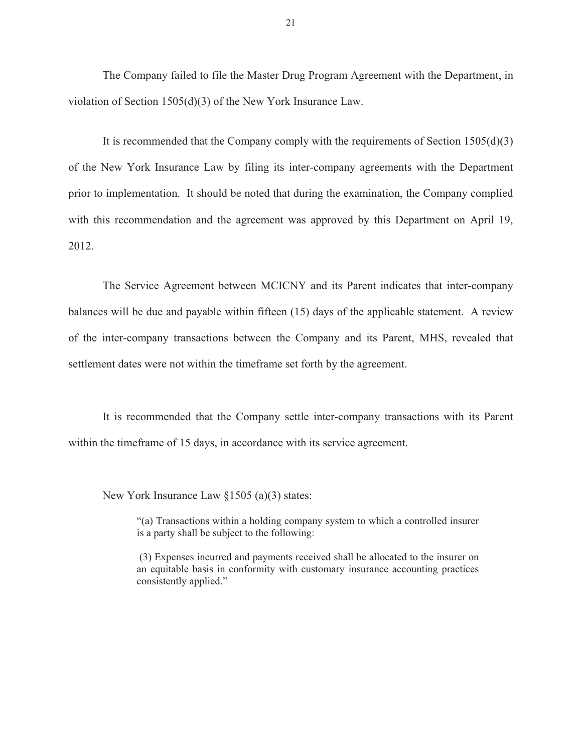The Company failed to file the Master Drug Program Agreement with the Department, in violation of Section 1505(d)(3) of the New York Insurance Law.

It is recommended that the Company comply with the requirements of Section 1505(d)(3) of the New York Insurance Law by filing its inter-company agreements with the Department prior to implementation. It should be noted that during the examination, the Company complied with this recommendation and the agreement was approved by this Department on April 19, 2012.

The Service Agreement between MCICNY and its Parent indicates that inter-company balances will be due and payable within fifteen (15) days of the applicable statement. A review of the inter-company transactions between the Company and its Parent, MHS, revealed that settlement dates were not within the timeframe set forth by the agreement.

It is recommended that the Company settle inter-company transactions with its Parent within the timeframe of 15 days, in accordance with its service agreement.

New York Insurance Law §1505 (a)(3) states:

> "(a) Transactions within a holding company system to which a controlled insurer is a party shall be subject to the following:
>
> (3) Expenses incurred and payments received shall be allocated to the insurer on an equitable basis in conformity with customary insurance accounting practices consistently applied."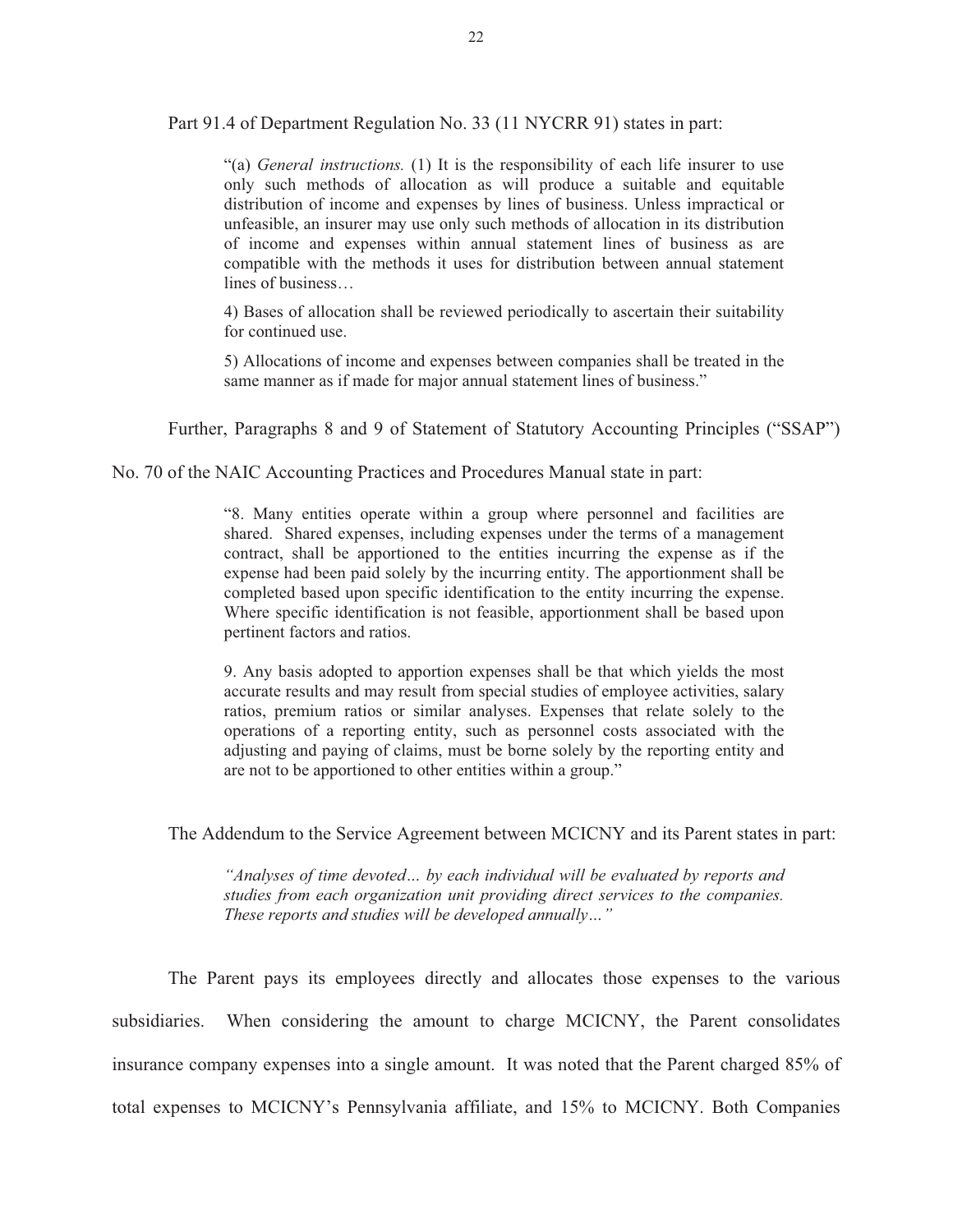Part 91.4 of Department Regulation No. 33 (11 NYCRR 91) states in part:

> "(a) *General instructions.* (1) It is the responsibility of each life insurer to use only such methods of allocation as will produce a suitable and equitable distribution of income and expenses by lines of business. Unless impractical or unfeasible, an insurer may use only such methods of allocation in its distribution of income and expenses within annual statement lines of business as are compatible with the methods it uses for distribution between annual statement lines of business…
>
> 4) Bases of allocation shall be reviewed periodically to ascertain their suitability for continued use.
>
> 5) Allocations of income and expenses between companies shall be treated in the same manner as if made for major annual statement lines of business."

Further, Paragraphs 8 and 9 of Statement of Statutory Accounting Principles ("SSAP") No. 70 of the NAIC Accounting Practices and Procedures Manual state in part:

> "8. Many entities operate within a group where personnel and facilities are shared. Shared expenses, including expenses under the terms of a management contract, shall be apportioned to the entities incurring the expense as if the expense had been paid solely by the incurring entity. The apportionment shall be completed based upon specific identification to the entity incurring the expense. Where specific identification is not feasible, apportionment shall be based upon pertinent factors and ratios.
>
> 9. Any basis adopted to apportion expenses shall be that which yields the most accurate results and may result from special studies of employee activities, salary ratios, premium ratios or similar analyses. Expenses that relate solely to the operations of a reporting entity, such as personnel costs associated with the adjusting and paying of claims, must be borne solely by the reporting entity and are not to be apportioned to other entities within a group."

The Addendum to the Service Agreement between MCICNY and its Parent states in part:

> *"Analyses of time devoted… by each individual will be evaluated by reports and studies from each organization unit providing direct services to the companies. These reports and studies will be developed annually…"*

The Parent pays its employees directly and allocates those expenses to the various subsidiaries. When considering the amount to charge MCICNY, the Parent consolidates insurance company expenses into a single amount. It was noted that the Parent charged 85% of total expenses to MCICNY's Pennsylvania affiliate, and 15% to MCICNY. Both Companies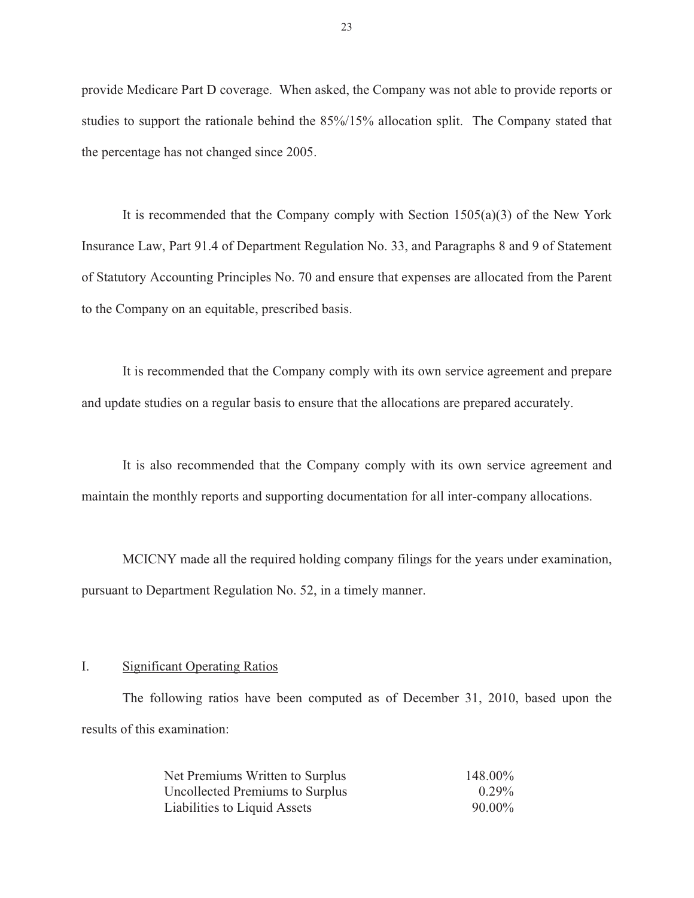provide Medicare Part D coverage. When asked, the Company was not able to provide reports or studies to support the rationale behind the 85%/15% allocation split. The Company stated that the percentage has not changed since 2005.

It is recommended that the Company comply with Section 1505(a)(3) of the New York Insurance Law, Part 91.4 of Department Regulation No. 33, and Paragraphs 8 and 9 of Statement of Statutory Accounting Principles No. 70 and ensure that expenses are allocated from the Parent to the Company on an equitable, prescribed basis.

It is recommended that the Company comply with its own service agreement and prepare and update studies on a regular basis to ensure that the allocations are prepared accurately.

It is also recommended that the Company comply with its own service agreement and maintain the monthly reports and supporting documentation for all inter-company allocations.

MCICNY made all the required holding company filings for the years under examination, pursuant to Department Regulation No. 52, in a timely manner.

## I. Significant Operating Ratios

The following ratios have been computed as of December 31, 2010, based upon the results of this examination:

| | |
|---|---:|
| Net Premiums Written to Surplus | 148.00% |
| Uncollected Premiums to Surplus | 0.29% |
| Liabilities to Liquid Assets | 90.00% |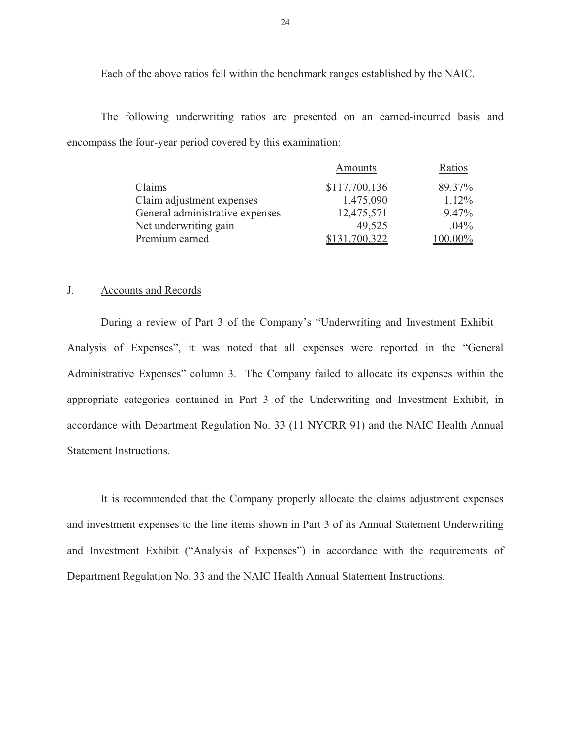Each of the above ratios fell within the benchmark ranges established by the NAIC.

The following underwriting ratios are presented on an earned-incurred basis and encompass the four-year period covered by this examination:

| | Amounts | Ratios |
|---|---|---|
| Claims | $117,700,136 | 89.37% |
| Claim adjustment expenses | 1,475,090 | 1.12% |
| General administrative expenses | 12,475,571 | 9.47% |
| Net underwriting gain | 49,525 | .04% |
| Premium earned | $131,700,322 | 100.00% |

## J. Accounts and Records

During a review of Part 3 of the Company's "Underwriting and Investment Exhibit – Analysis of Expenses", it was noted that all expenses were reported in the "General Administrative Expenses" column 3. The Company failed to allocate its expenses within the appropriate categories contained in Part 3 of the Underwriting and Investment Exhibit, in accordance with Department Regulation No. 33 (11 NYCRR 91) and the NAIC Health Annual Statement Instructions.

It is recommended that the Company properly allocate the claims adjustment expenses and investment expenses to the line items shown in Part 3 of its Annual Statement Underwriting and Investment Exhibit ("Analysis of Expenses") in accordance with the requirements of Department Regulation No. 33 and the NAIC Health Annual Statement Instructions.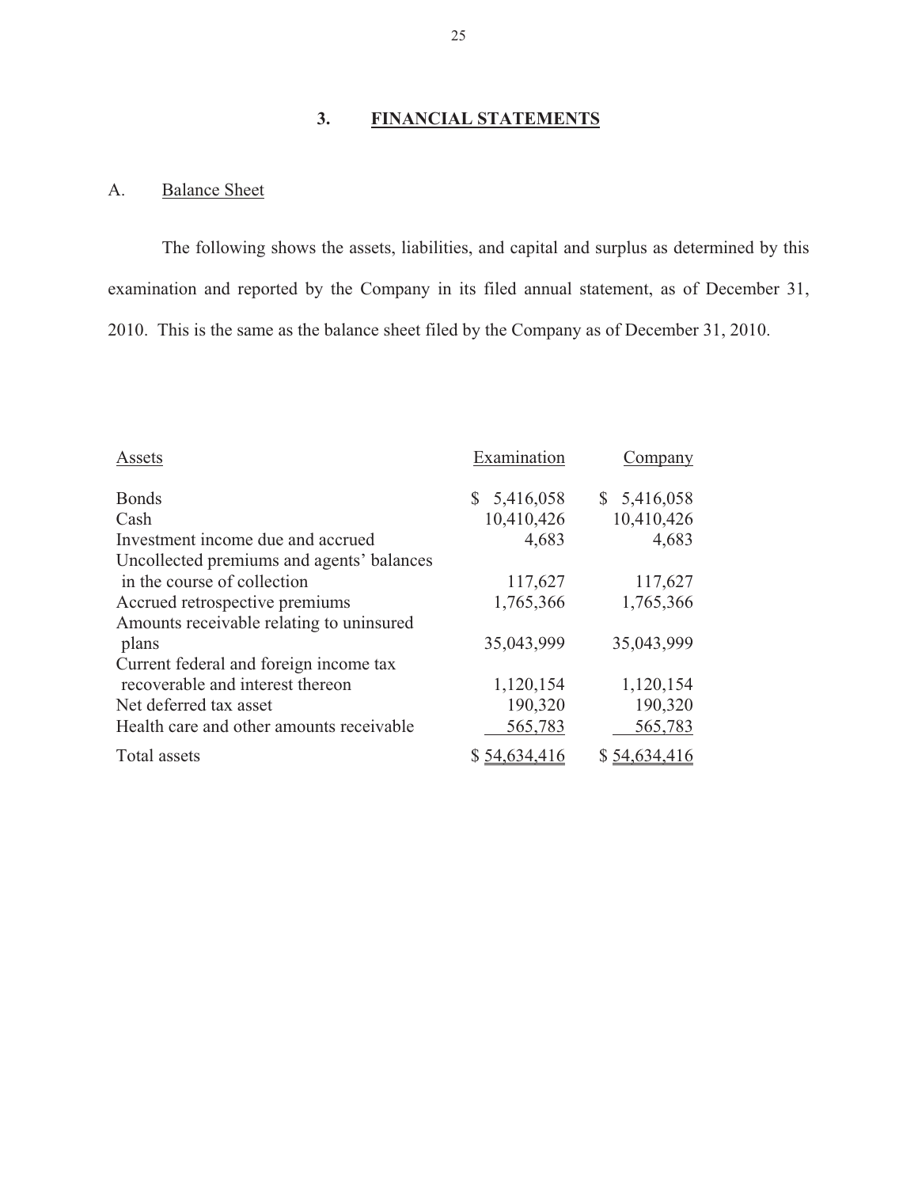## 3. FINANCIAL STATEMENTS

### A. Balance Sheet

The following shows the assets, liabilities, and capital and surplus as determined by this examination and reported by the Company in its filed annual statement, as of December 31, 2010. This is the same as the balance sheet filed by the Company as of December 31, 2010.

| Assets | Examination | Company |
|---|---|---|
| Bonds | $ 5,416,058 | $ 5,416,058 |
| Cash | 10,410,426 | 10,410,426 |
| Investment income due and accrued | 4,683 | 4,683 |
| Uncollected premiums and agents' balances in the course of collection | 117,627 | 117,627 |
| Accrued retrospective premiums | 1,765,366 | 1,765,366 |
| Amounts receivable relating to uninsured plans | 35,043,999 | 35,043,999 |
| Current federal and foreign income tax recoverable and interest thereon | 1,120,154 | 1,120,154 |
| Net deferred tax asset | 190,320 | 190,320 |
| Health care and other amounts receivable | 565,783 | 565,783 |
| Total assets | $ 54,634,416 | $ 54,634,416 |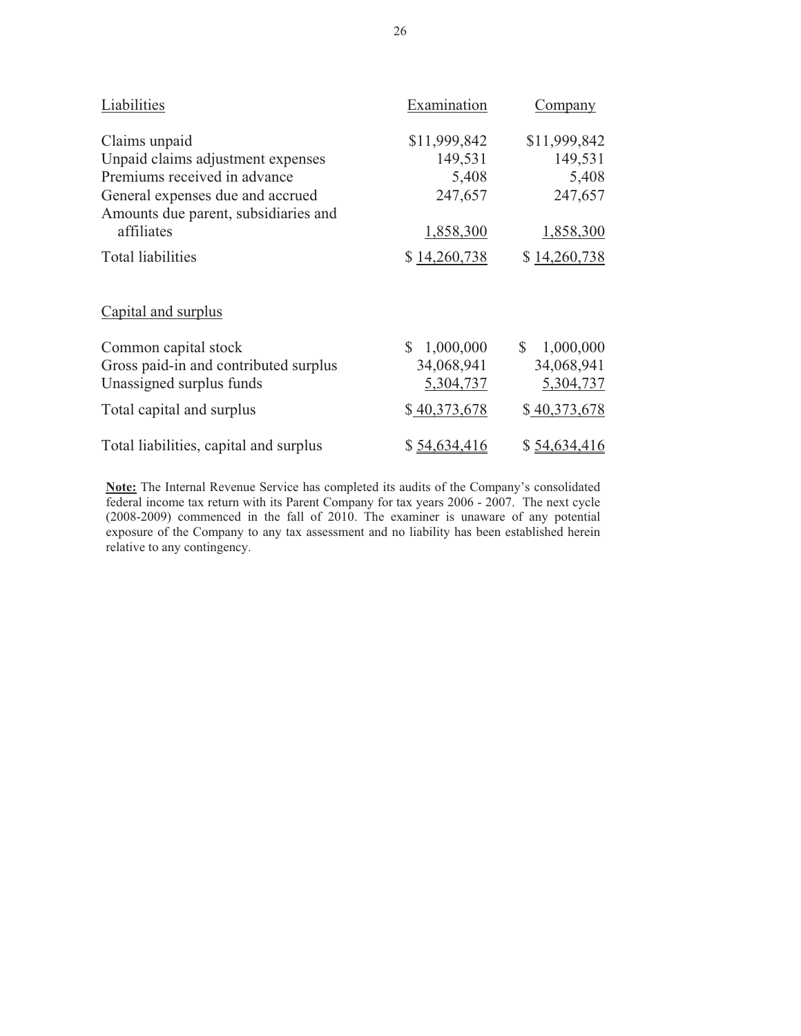| Liabilities | Examination | Company |
|---|---|---|
| Claims unpaid | $11,999,842 | $11,999,842 |
| Unpaid claims adjustment expenses | 149,531 | 149,531 |
| Premiums received in advance | 5,408 | 5,408 |
| General expenses due and accrued | 247,657 | 247,657 |
| Amounts due parent, subsidiaries and affiliates | 1,858,300 | 1,858,300 |
| Total liabilities | $ 14,260,738 | $ 14,260,738 |

| Capital and surplus | Examination | Company |
|---|---|---|
| Common capital stock | $ 1,000,000 | $ 1,000,000 |
| Gross paid-in and contributed surplus | 34,068,941 | 34,068,941 |
| Unassigned surplus funds | 5,304,737 | 5,304,737 |
| Total capital and surplus | $ 40,373,678 | $ 40,373,678 |
| Total liabilities, capital and surplus | $ 54,634,416 | $ 54,634,416 |

**Note:** The Internal Revenue Service has completed its audits of the Company's consolidated federal income tax return with its Parent Company for tax years 2006 - 2007. The next cycle (2008-2009) commenced in the fall of 2010. The examiner is unaware of any potential exposure of the Company to any tax assessment and no liability has been established herein relative to any contingency.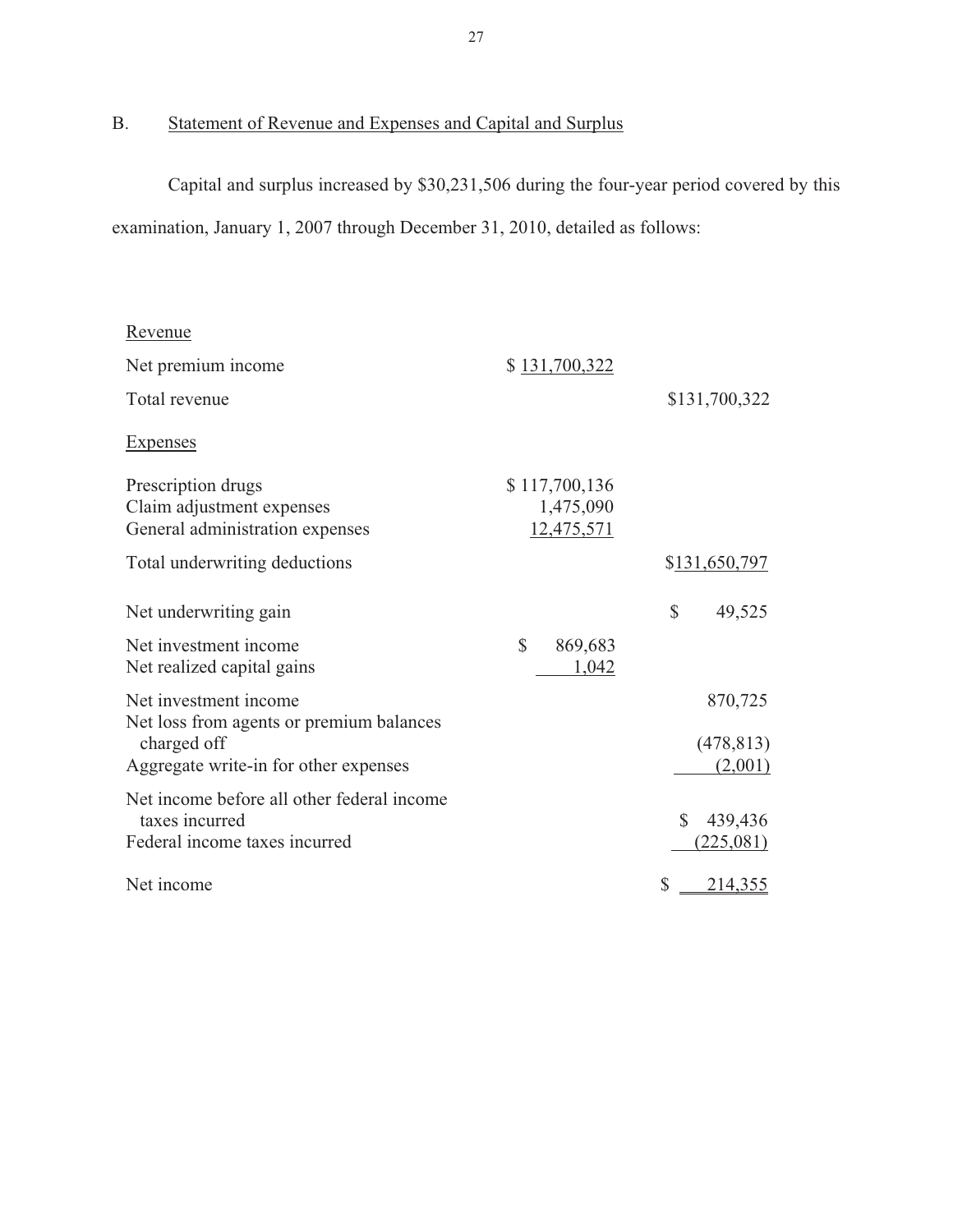## B. Statement of Revenue and Expenses and Capital and Surplus

Capital and surplus increased by $30,231,506 during the four-year period covered by this examination, January 1, 2007 through December 31, 2010, detailed as follows:

| | | |
|---|---|---|
| Revenue | | |
| Net premium income | $ 131,700,322 | |
| Total revenue | | $131,700,322 |
| Expenses | | |
| Prescription drugs | $ 117,700,136 | |
| Claim adjustment expenses | 1,475,090 | |
| General administration expenses | 12,475,571 | |
| Total underwriting deductions | | $131,650,797 |
| Net underwriting gain | | $ 49,525 |
| Net investment income | $ 869,683 | |
| Net realized capital gains | 1,042 | |
| Net investment income | | 870,725 |
| Net loss from agents or premium balances charged off | | (478,813) |
| Aggregate write-in for other expenses | | (2,001) |
| Net income before all other federal income taxes incurred | | $ 439,436 |
| Federal income taxes incurred | | (225,081) |
| Net income | | $ 214,355 |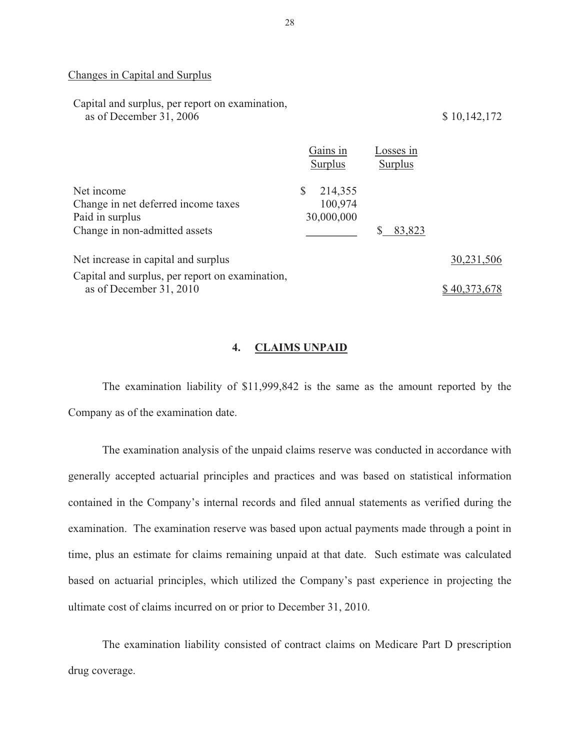Changes in Capital and Surplus

| | Gains in Surplus | Losses in Surplus | |
|---|---|---|---|
| Capital and surplus, per report on examination, as of December 31, 2006 | | | $ 10,142,172 |
| Net income | $ 214,355 | | |
| Change in net deferred income taxes | 100,974 | | |
| Paid in surplus | 30,000,000 | | |
| Change in non-admitted assets | | $ 83,823 | |
| Net increase in capital and surplus | | | 30,231,506 |
| Capital and surplus, per report on examination, as of December 31, 2010 | | | $ 40,373,678 |

## 4. CLAIMS UNPAID

The examination liability of $11,999,842 is the same as the amount reported by the Company as of the examination date.

The examination analysis of the unpaid claims reserve was conducted in accordance with generally accepted actuarial principles and practices and was based on statistical information contained in the Company's internal records and filed annual statements as verified during the examination. The examination reserve was based upon actual payments made through a point in time, plus an estimate for claims remaining unpaid at that date. Such estimate was calculated based on actuarial principles, which utilized the Company's past experience in projecting the ultimate cost of claims incurred on or prior to December 31, 2010.

The examination liability consisted of contract claims on Medicare Part D prescription drug coverage.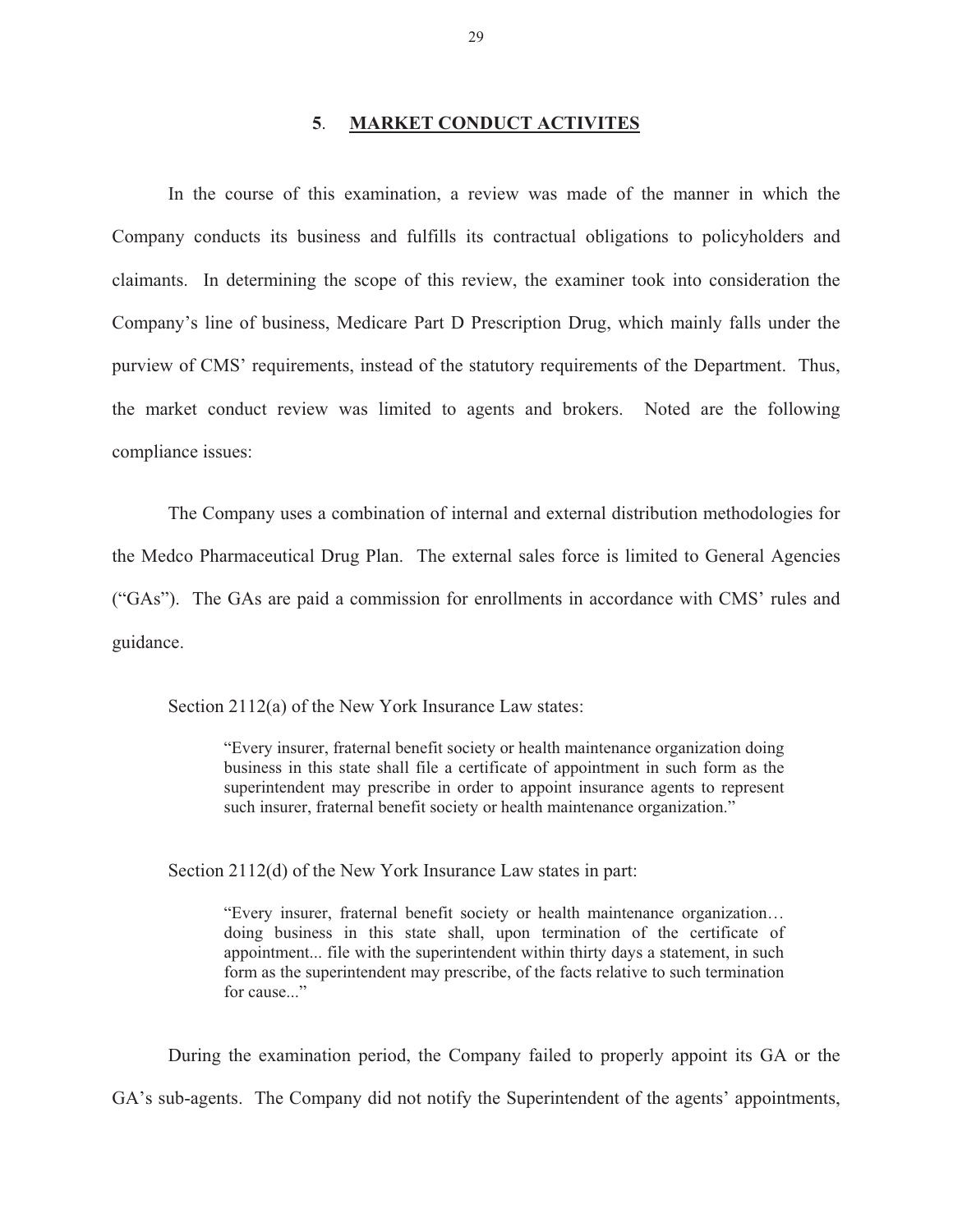## 5. MARKET CONDUCT ACTIVITES

In the course of this examination, a review was made of the manner in which the Company conducts its business and fulfills its contractual obligations to policyholders and claimants. In determining the scope of this review, the examiner took into consideration the Company's line of business, Medicare Part D Prescription Drug, which mainly falls under the purview of CMS' requirements, instead of the statutory requirements of the Department. Thus, the market conduct review was limited to agents and brokers. Noted are the following compliance issues:

The Company uses a combination of internal and external distribution methodologies for the Medco Pharmaceutical Drug Plan. The external sales force is limited to General Agencies ("GAs"). The GAs are paid a commission for enrollments in accordance with CMS' rules and guidance.

Section 2112(a) of the New York Insurance Law states:

> "Every insurer, fraternal benefit society or health maintenance organization doing business in this state shall file a certificate of appointment in such form as the superintendent may prescribe in order to appoint insurance agents to represent such insurer, fraternal benefit society or health maintenance organization."

Section 2112(d) of the New York Insurance Law states in part:

> "Every insurer, fraternal benefit society or health maintenance organization… doing business in this state shall, upon termination of the certificate of appointment... file with the superintendent within thirty days a statement, in such form as the superintendent may prescribe, of the facts relative to such termination for cause..."

During the examination period, the Company failed to properly appoint its GA or the GA's sub-agents. The Company did not notify the Superintendent of the agents' appointments,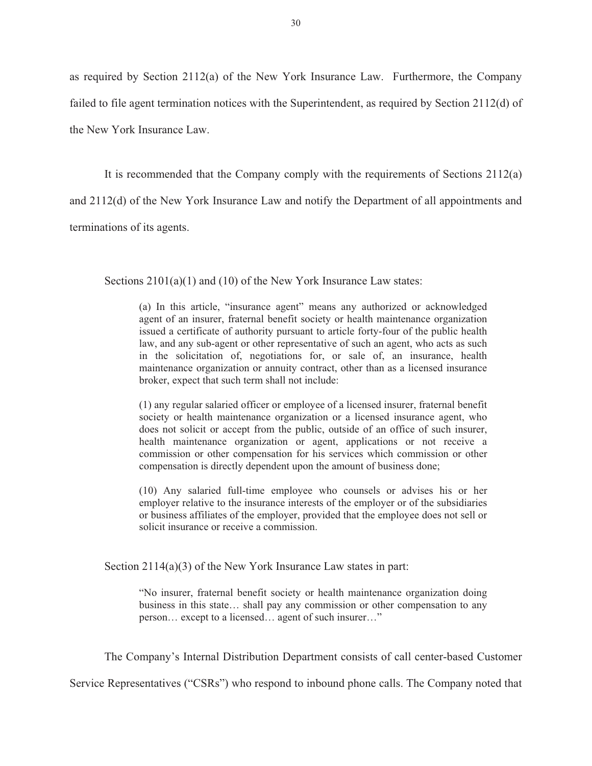as required by Section 2112(a) of the New York Insurance Law. Furthermore, the Company failed to file agent termination notices with the Superintendent, as required by Section 2112(d) of the New York Insurance Law.

It is recommended that the Company comply with the requirements of Sections 2112(a) and 2112(d) of the New York Insurance Law and notify the Department of all appointments and terminations of its agents.

Sections 2101(a)(1) and (10) of the New York Insurance Law states:

> (a) In this article, "insurance agent" means any authorized or acknowledged agent of an insurer, fraternal benefit society or health maintenance organization issued a certificate of authority pursuant to article forty-four of the public health law, and any sub-agent or other representative of such an agent, who acts as such in the solicitation of, negotiations for, or sale of, an insurance, health maintenance organization or annuity contract, other than as a licensed insurance broker, expect that such term shall not include:
>
> (1) any regular salaried officer or employee of a licensed insurer, fraternal benefit society or health maintenance organization or a licensed insurance agent, who does not solicit or accept from the public, outside of an office of such insurer, health maintenance organization or agent, applications or not receive a commission or other compensation for his services which commission or other compensation is directly dependent upon the amount of business done;
>
> (10) Any salaried full-time employee who counsels or advises his or her employer relative to the insurance interests of the employer or of the subsidiaries or business affiliates of the employer, provided that the employee does not sell or solicit insurance or receive a commission.

Section 2114(a)(3) of the New York Insurance Law states in part:

> "No insurer, fraternal benefit society or health maintenance organization doing business in this state… shall pay any commission or other compensation to any person… except to a licensed… agent of such insurer…"

The Company's Internal Distribution Department consists of call center-based Customer Service Representatives ("CSRs") who respond to inbound phone calls. The Company noted that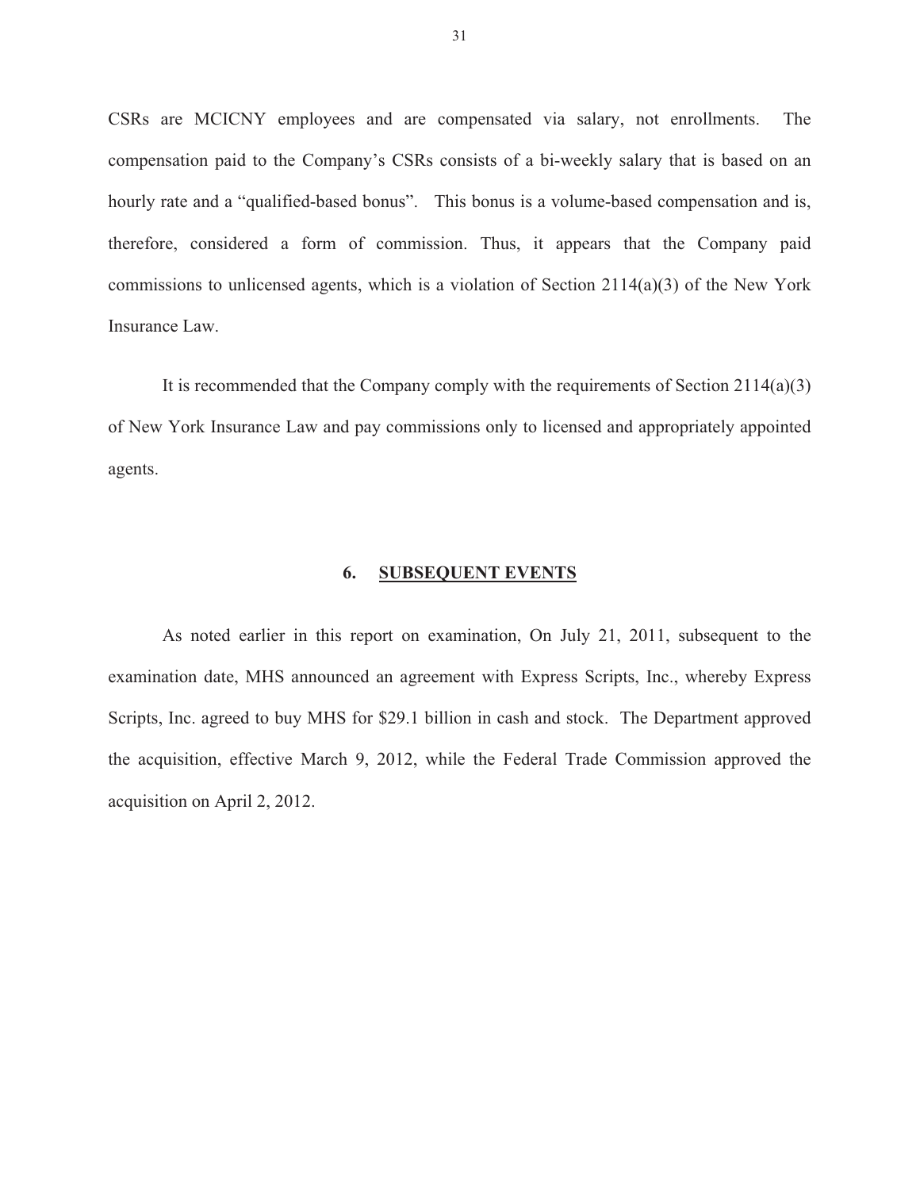CSRs are MCICNY employees and are compensated via salary, not enrollments. The compensation paid to the Company's CSRs consists of a bi-weekly salary that is based on an hourly rate and a "qualified-based bonus". This bonus is a volume-based compensation and is, therefore, considered a form of commission. Thus, it appears that the Company paid commissions to unlicensed agents, which is a violation of Section 2114(a)(3) of the New York Insurance Law.

It is recommended that the Company comply with the requirements of Section 2114(a)(3) of New York Insurance Law and pay commissions only to licensed and appropriately appointed agents.

## 6. SUBSEQUENT EVENTS

As noted earlier in this report on examination, On July 21, 2011, subsequent to the examination date, MHS announced an agreement with Express Scripts, Inc., whereby Express Scripts, Inc. agreed to buy MHS for $29.1 billion in cash and stock. The Department approved the acquisition, effective March 9, 2012, while the Federal Trade Commission approved the acquisition on April 2, 2012.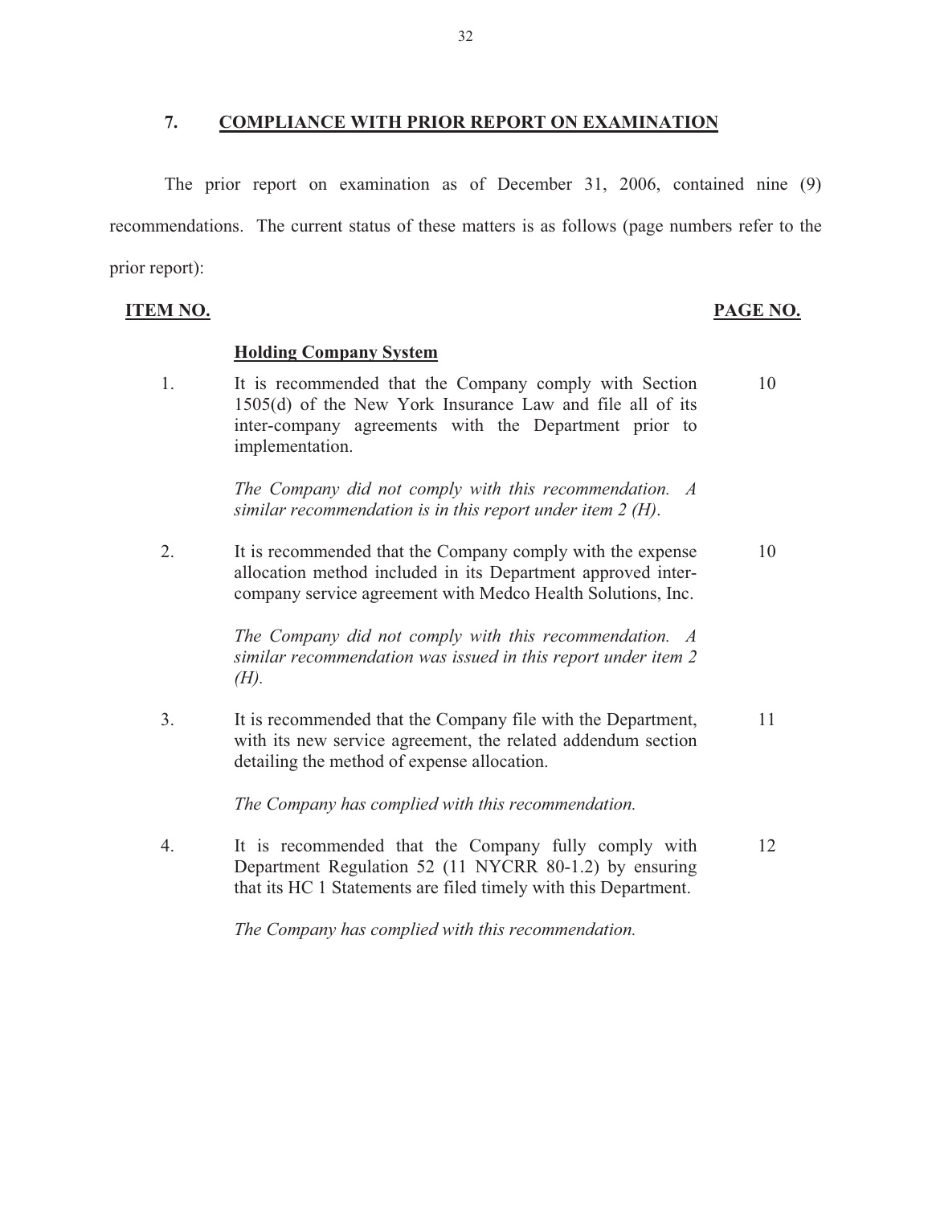## 7. COMPLIANCE WITH PRIOR REPORT ON EXAMINATION

The prior report on examination as of December 31, 2006, contained nine (9) recommendations. The current status of these matters is as follows (page numbers refer to the prior report):

| ITEM NO. | | PAGE NO. |
|---|---|---|
| | **Holding Company System** | |
| 1. | It is recommended that the Company comply with Section 1505(d) of the New York Insurance Law and file all of its inter-company agreements with the Department prior to implementation.<br><br>*The Company did not comply with this recommendation. A similar recommendation is in this report under item 2 (H).* | 10 |
| 2. | It is recommended that the Company comply with the expense allocation method included in its Department approved inter-company service agreement with Medco Health Solutions, Inc.<br><br>*The Company did not comply with this recommendation. A similar recommendation was issued in this report under item 2 (H).* | 10 |
| 3. | It is recommended that the Company file with the Department, with its new service agreement, the related addendum section detailing the method of expense allocation.<br><br>*The Company has complied with this recommendation.* | 11 |
| 4. | It is recommended that the Company fully comply with Department Regulation 52 (11 NYCRR 80-1.2) by ensuring that its HC 1 Statements are filed timely with this Department.<br><br>*The Company has complied with this recommendation.* | 12 |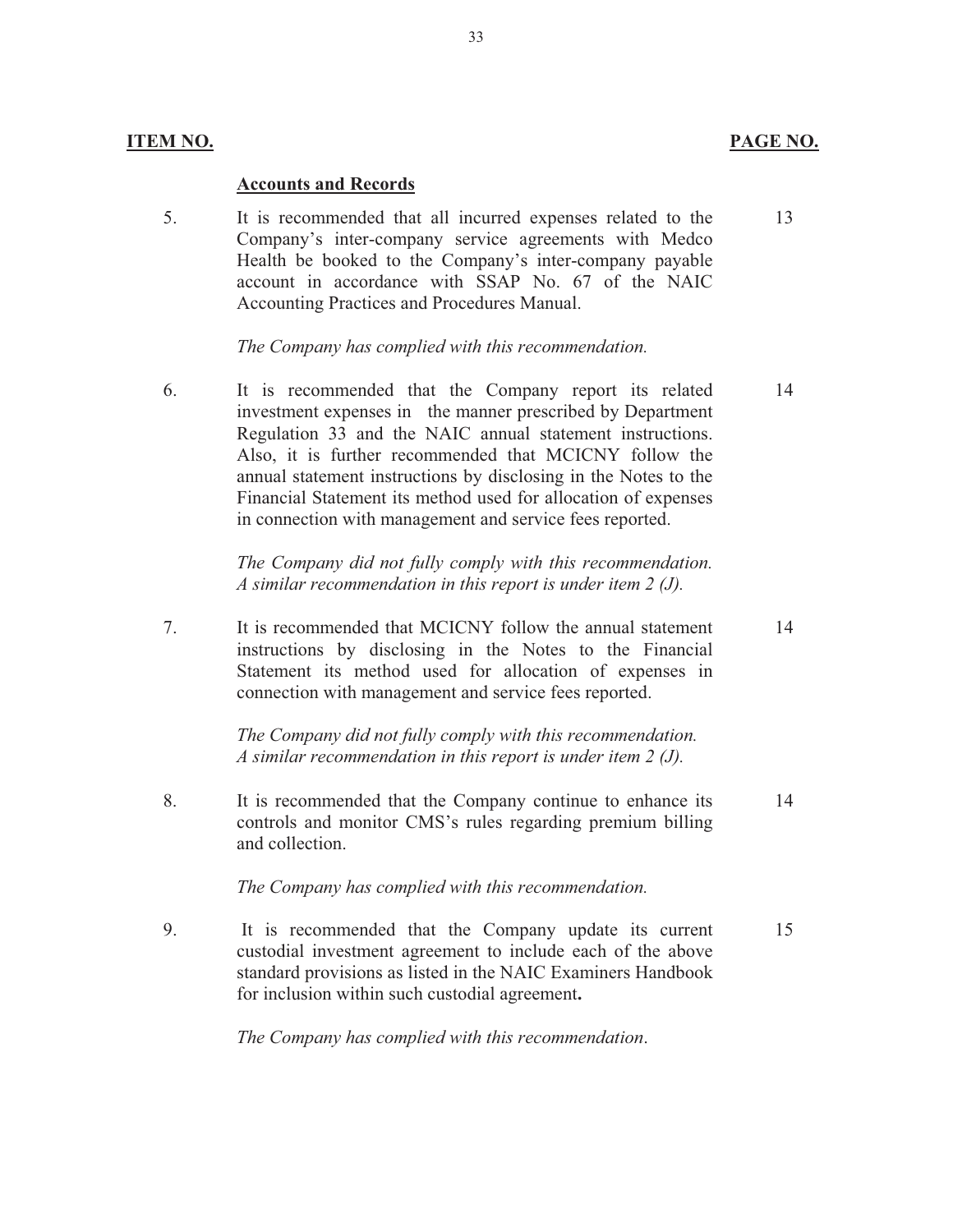| ITEM NO. | | PAGE NO. |
|---|---|---|
| | **Accounts and Records** | |
| 5. | It is recommended that all incurred expenses related to the Company's inter-company service agreements with Medco Health be booked to the Company's inter-company payable account in accordance with SSAP No. 67 of the NAIC Accounting Practices and Procedures Manual.<br><br>*The Company has complied with this recommendation.* | 13 |
| 6. | It is recommended that the Company report its related investment expenses in the manner prescribed by Department Regulation 33 and the NAIC annual statement instructions. Also, it is further recommended that MCICNY follow the annual statement instructions by disclosing in the Notes to the Financial Statement its method used for allocation of expenses in connection with management and service fees reported.<br><br>*The Company did not fully comply with this recommendation. A similar recommendation in this report is under item 2 (J).* | 14 |
| 7. | It is recommended that MCICNY follow the annual statement instructions by disclosing in the Notes to the Financial Statement its method used for allocation of expenses in connection with management and service fees reported.<br><br>*The Company did not fully comply with this recommendation. A similar recommendation in this report is under item 2 (J).* | 14 |
| 8. | It is recommended that the Company continue to enhance its controls and monitor CMS's rules regarding premium billing and collection.<br><br>*The Company has complied with this recommendation.* | 14 |
| 9. | It is recommended that the Company update its current custodial investment agreement to include each of the above standard provisions as listed in the NAIC Examiners Handbook for inclusion within such custodial agreement**.**<br><br>*The Company has complied with this recommendation*. | 15 |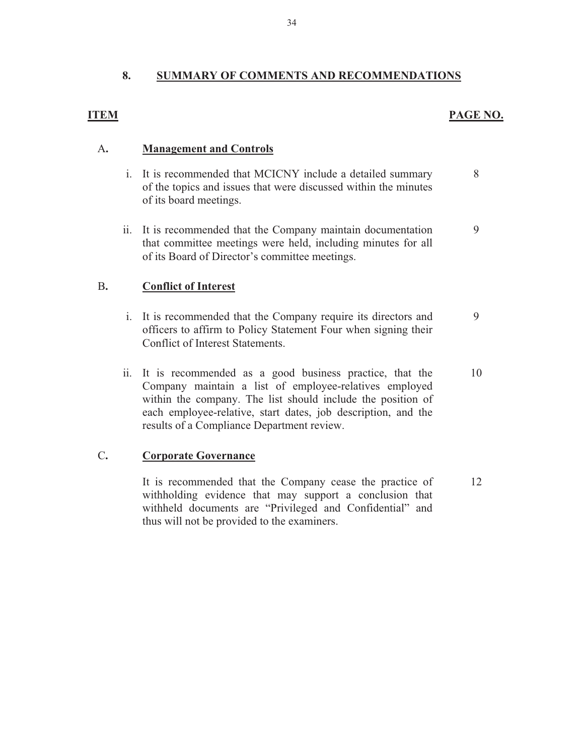## 8. SUMMARY OF COMMENTS AND RECOMMENDATIONS

| ITEM | | PAGE NO. |
|---|---|---|
| A. | **Management and Controls** | |
| | i. It is recommended that MCICNY include a detailed summary of the topics and issues that were discussed within the minutes of its board meetings. | 8 |
| | ii. It is recommended that the Company maintain documentation that committee meetings were held, including minutes for all of its Board of Director's committee meetings. | 9 |
| B. | **Conflict of Interest** | |
| | i. It is recommended that the Company require its directors and officers to affirm to Policy Statement Four when signing their Conflict of Interest Statements. | 9 |
| | ii. It is recommended as a good business practice, that the Company maintain a list of employee-relatives employed within the company. The list should include the position of each employee-relative, start dates, job description, and the results of a Compliance Department review. | 10 |
| C. | **Corporate Governance** | |
| | It is recommended that the Company cease the practice of withholding evidence that may support a conclusion that withheld documents are "Privileged and Confidential" and thus will not be provided to the examiners. | 12 |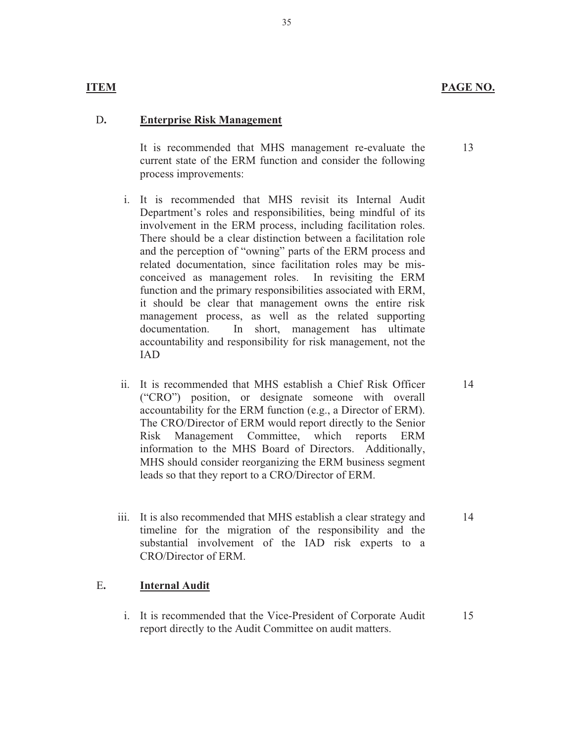| ITEM | | PAGE NO. |
|---|---|---|
| D. | **Enterprise Risk Management** | |
| | It is recommended that MHS management re-evaluate the current state of the ERM function and consider the following process improvements: | 13 |
| | i. It is recommended that MHS revisit its Internal Audit Department's roles and responsibilities, being mindful of its involvement in the ERM process, including facilitation roles. There should be a clear distinction between a facilitation role and the perception of "owning" parts of the ERM process and related documentation, since facilitation roles may be misconceived as management roles. In revisiting the ERM function and the primary responsibilities associated with ERM, it should be clear that management owns the entire risk management process, as well as the related supporting documentation. In short, management has ultimate accountability and responsibility for risk management, not the IAD | |
| | ii. It is recommended that MHS establish a Chief Risk Officer ("CRO") position, or designate someone with overall accountability for the ERM function (e.g., a Director of ERM). The CRO/Director of ERM would report directly to the Senior Risk Management Committee, which reports ERM information to the MHS Board of Directors. Additionally, MHS should consider reorganizing the ERM business segment leads so that they report to a CRO/Director of ERM. | 14 |
| | iii. It is also recommended that MHS establish a clear strategy and timeline for the migration of the responsibility and the substantial involvement of the IAD risk experts to a CRO/Director of ERM. | 14 |
| E. | **Internal Audit** | |
| | i. It is recommended that the Vice-President of Corporate Audit report directly to the Audit Committee on audit matters. | 15 |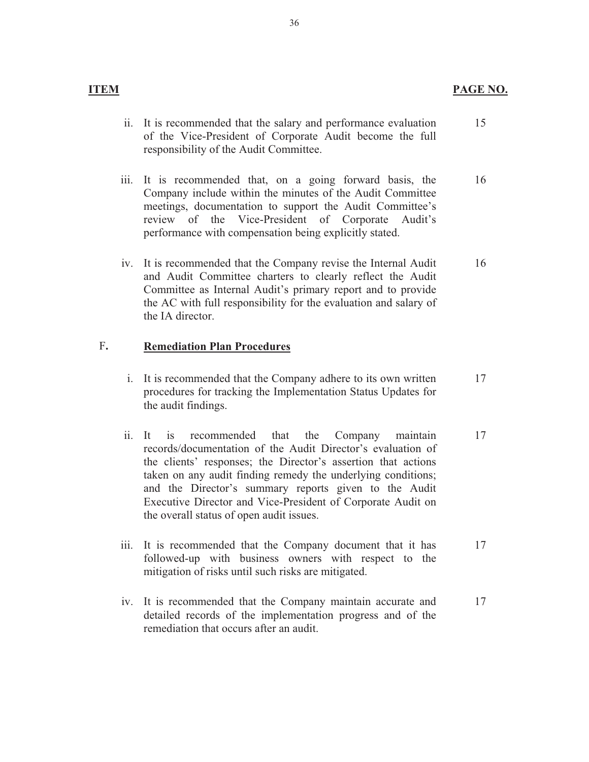| ITEM | | PAGE NO. |
|---|---|---|
| ii. | It is recommended that the salary and performance evaluation of the Vice-President of Corporate Audit become the full responsibility of the Audit Committee. | 15 |
| iii. | It is recommended that, on a going forward basis, the Company include within the minutes of the Audit Committee meetings, documentation to support the Audit Committee's review of the Vice-President of Corporate Audit's performance with compensation being explicitly stated. | 16 |
| iv. | It is recommended that the Company revise the Internal Audit and Audit Committee charters to clearly reflect the Audit Committee as Internal Audit's primary report and to provide the AC with full responsibility for the evaluation and salary of the IA director. | 16 |
| F. | **Remediation Plan Procedures** | |
| i. | It is recommended that the Company adhere to its own written procedures for tracking the Implementation Status Updates for the audit findings. | 17 |
| ii. | It is recommended that the Company maintain records/documentation of the Audit Director's evaluation of the clients' responses; the Director's assertion that actions taken on any audit finding remedy the underlying conditions; and the Director's summary reports given to the Audit Executive Director and Vice-President of Corporate Audit on the overall status of open audit issues. | 17 |
| iii. | It is recommended that the Company document that it has followed-up with business owners with respect to the mitigation of risks until such risks are mitigated. | 17 |
| iv. | It is recommended that the Company maintain accurate and detailed records of the implementation progress and of the remediation that occurs after an audit. | 17 |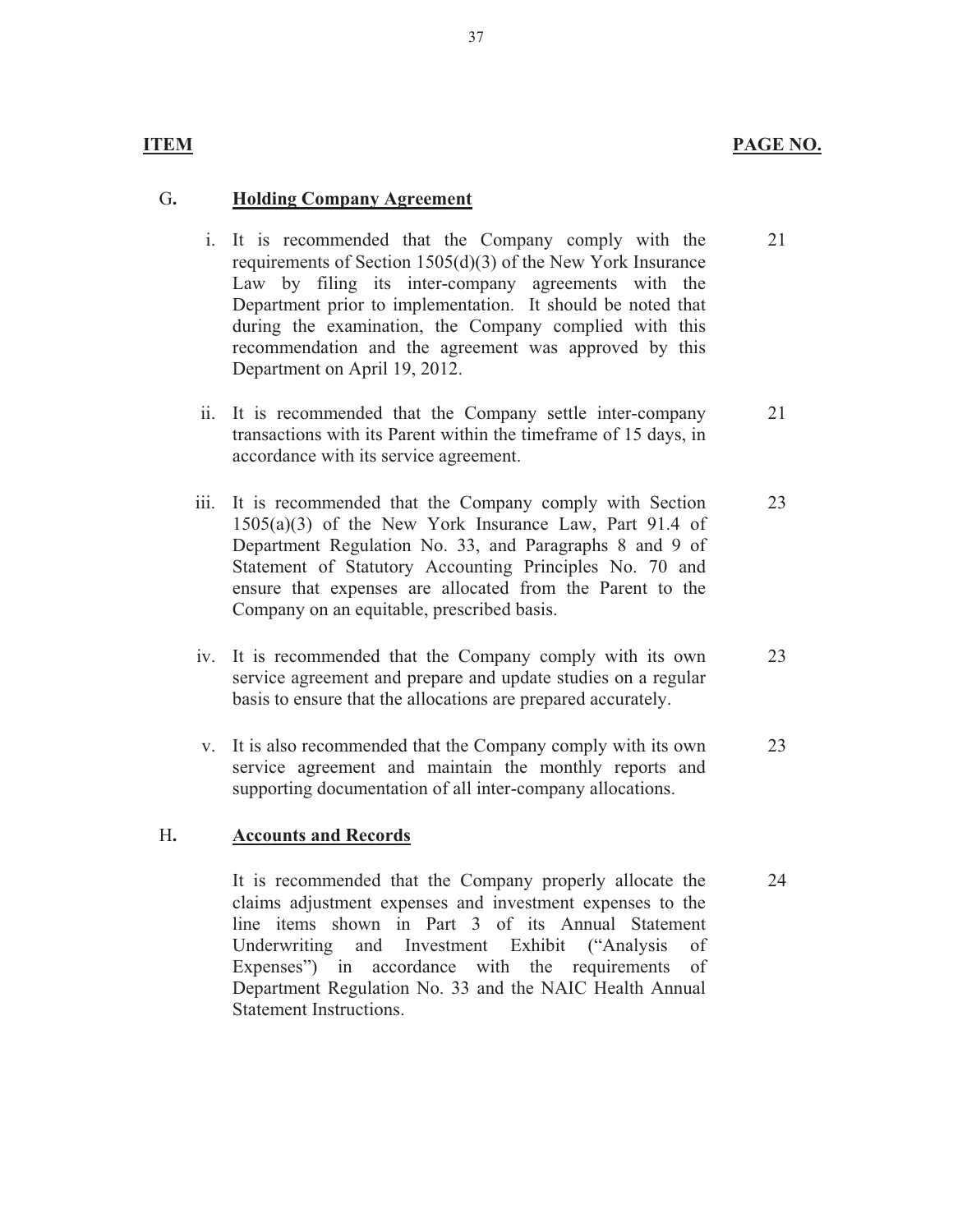| ITEM | | PAGE NO. |
|---|---|---|
| G. | **Holding Company Agreement** | |
| | i. It is recommended that the Company comply with the requirements of Section 1505(d)(3) of the New York Insurance Law by filing its inter-company agreements with the Department prior to implementation. It should be noted that during the examination, the Company complied with this recommendation and the agreement was approved by this Department on April 19, 2012. | 21 |
| | ii. It is recommended that the Company settle inter-company transactions with its Parent within the timeframe of 15 days, in accordance with its service agreement. | 21 |
| | iii. It is recommended that the Company comply with Section 1505(a)(3) of the New York Insurance Law, Part 91.4 of Department Regulation No. 33, and Paragraphs 8 and 9 of Statement of Statutory Accounting Principles No. 70 and ensure that expenses are allocated from the Parent to the Company on an equitable, prescribed basis. | 23 |
| | iv. It is recommended that the Company comply with its own service agreement and prepare and update studies on a regular basis to ensure that the allocations are prepared accurately. | 23 |
| | v. It is also recommended that the Company comply with its own service agreement and maintain the monthly reports and supporting documentation of all inter-company allocations. | 23 |
| H. | **Accounts and Records** | |
| | It is recommended that the Company properly allocate the claims adjustment expenses and investment expenses to the line items shown in Part 3 of its Annual Statement Underwriting and Investment Exhibit ("Analysis of Expenses") in accordance with the requirements of Department Regulation No. 33 and the NAIC Health Annual Statement Instructions. | 24 |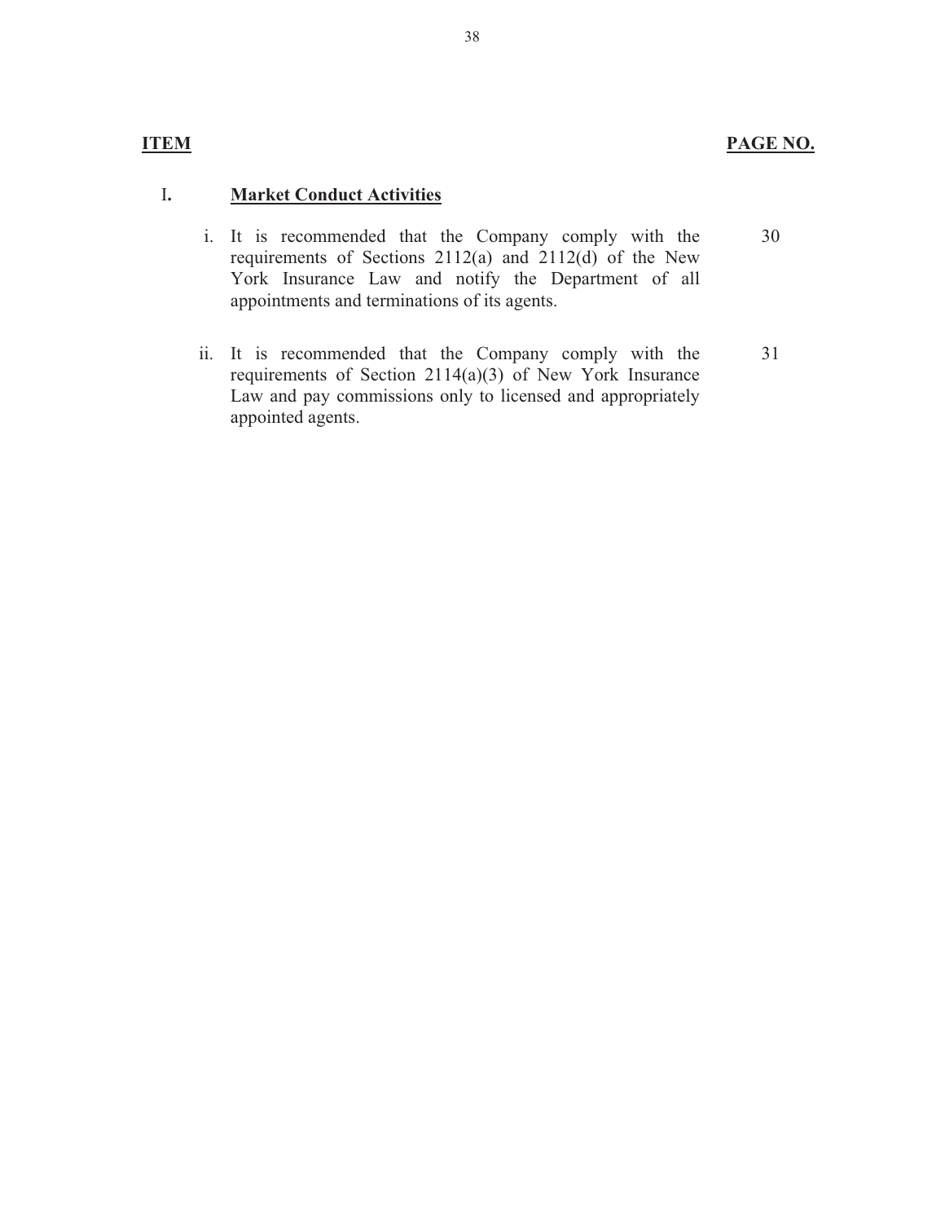| ITEM | | PAGE NO. |
|---|---|---|
| I. | **Market Conduct Activities** | |
| | i. It is recommended that the Company comply with the requirements of Sections 2112(a) and 2112(d) of the New York Insurance Law and notify the Department of all appointments and terminations of its agents. | 30 |
| | ii. It is recommended that the Company comply with the requirements of Section 2114(a)(3) of New York Insurance Law and pay commissions only to licensed and appropriately appointed agents. | 31 |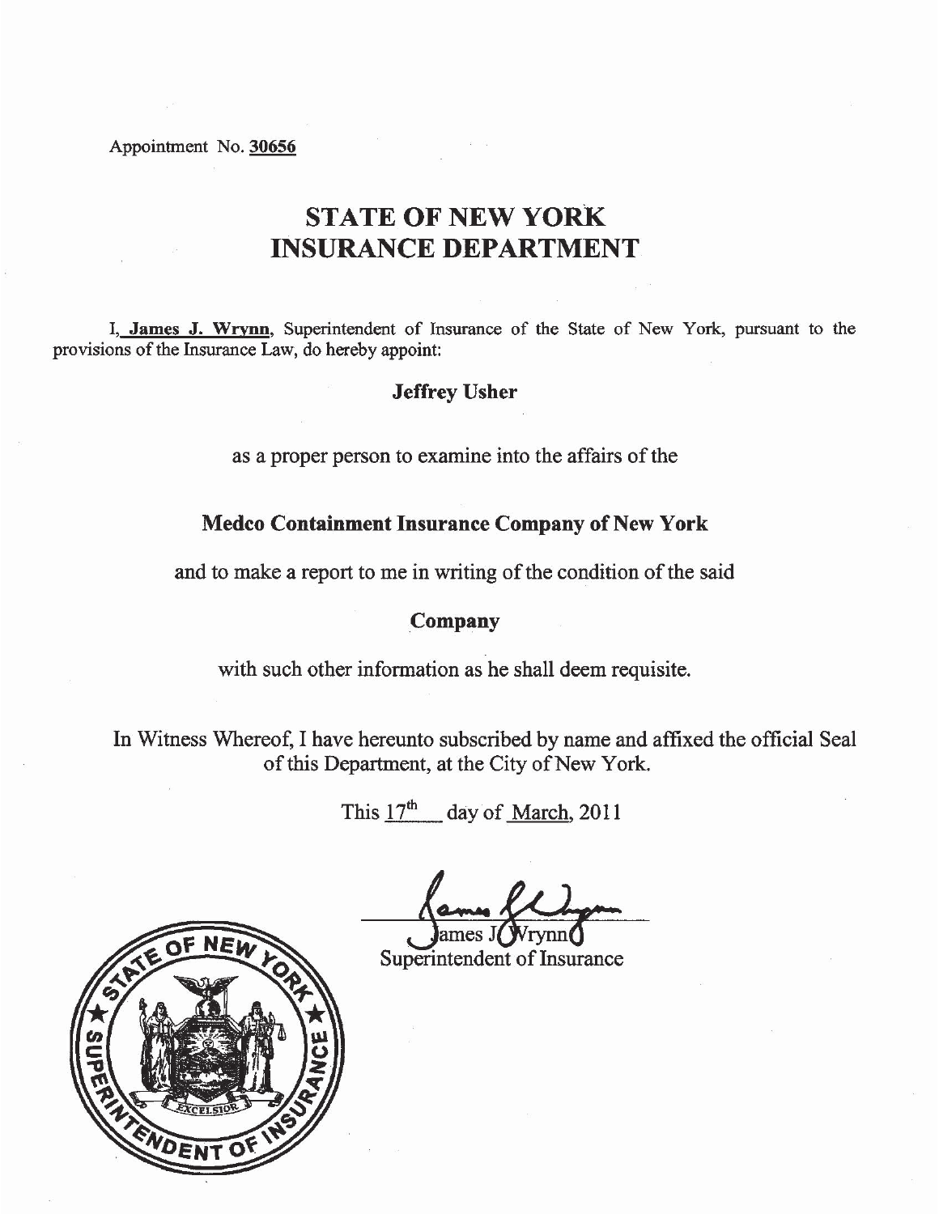Appointment No. 30656

# STATE OF NEW YORK
# INSURANCE DEPARTMENT

I, **James J. Wrynn**, Superintendent of Insurance of the State of New York, pursuant to the provisions of the Insurance Law, do hereby appoint:

**Jeffrey Usher**

as a proper person to examine into the affairs of the

**Medco Containment Insurance Company of New York**

and to make a report to me in writing of the condition of the said

**Company**

with such other information as he shall deem requisite.

In Witness Whereof, I have hereunto subscribed by name and affixed the official Seal of this Department, at the City of New York.

This 17th day of March, 2011

James J. Wrynn
Superintendent of Insurance

STATE OF NEW YORK ★ SUPERINTENDENT OF INSURANCE ★ EXCELSIOR